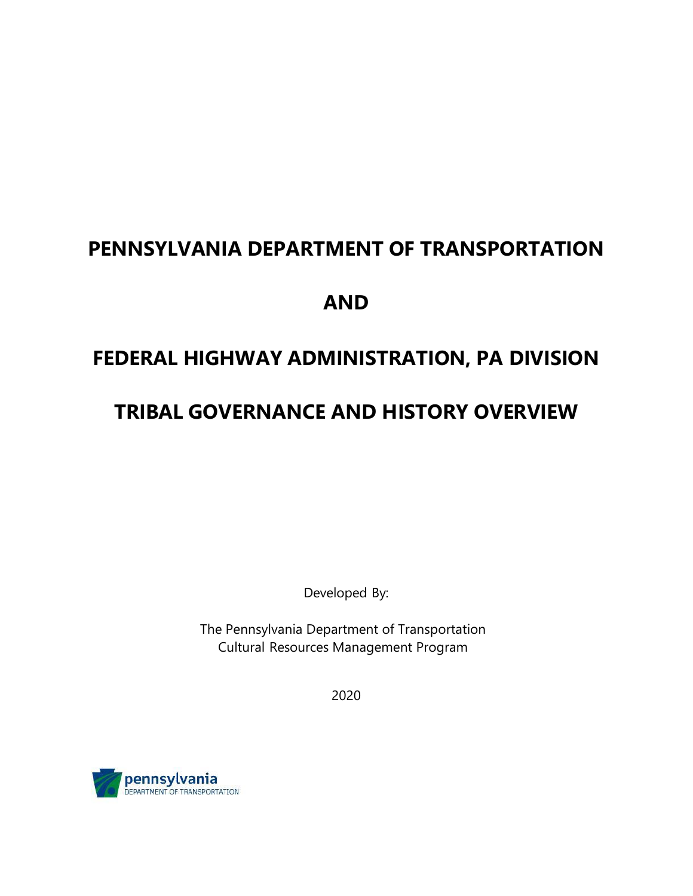# PENNSYLVANIA DEPARTMENT OF TRANSPORTATION

# AND

# FEDERAL HIGHWAY ADMINISTRATION, PA DIVISION

# TRIBAL GOVERNANCE AND HISTORY OVERVIEW

Developed By:

The Pennsylvania Department of Transportation
Cultural Resources Management Program

2020

pennsylvania
DEPARTMENT OF TRANSPORTATION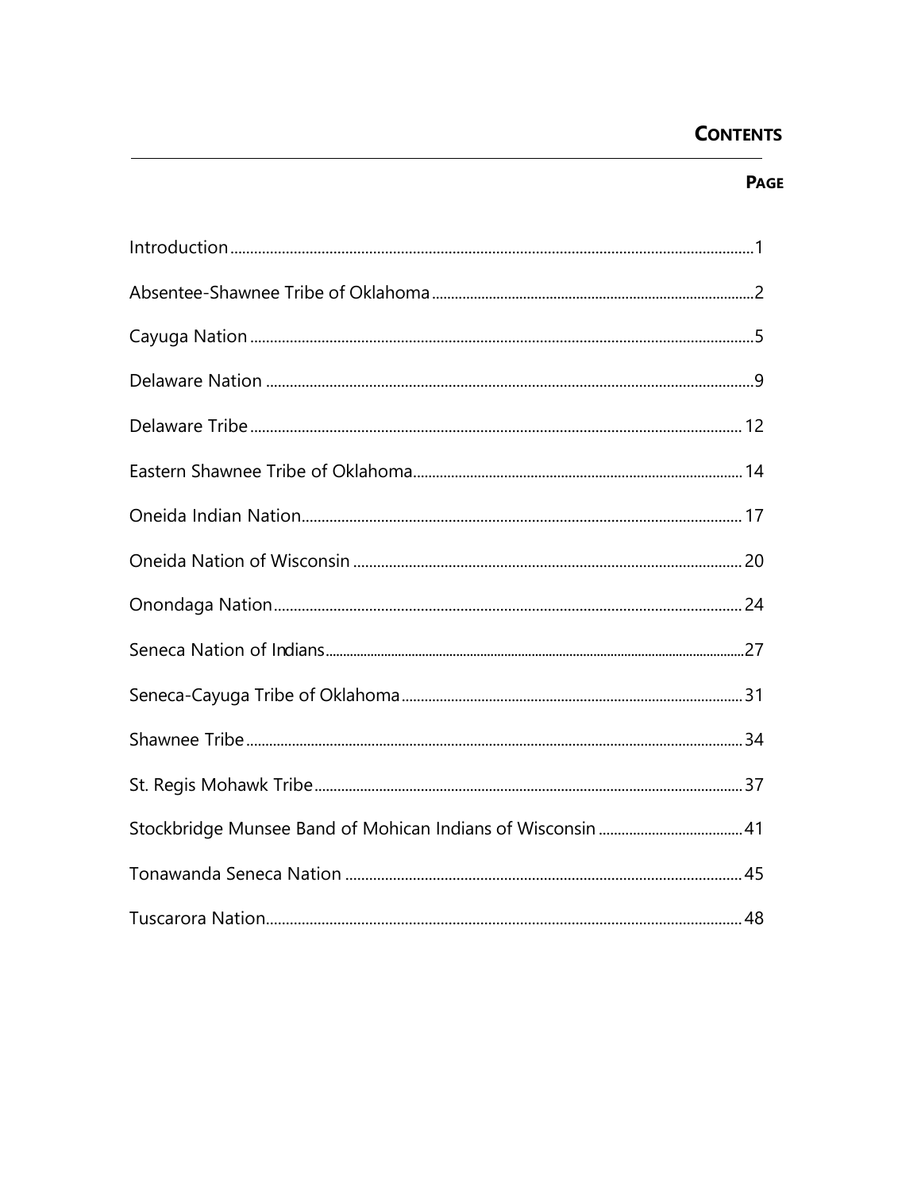# CONTENTS

**PAGE**

| | |
|---|---|
| Introduction | 1 |
| Absentee-Shawnee Tribe of Oklahoma | 2 |
| Cayuga Nation | 5 |
| Delaware Nation | 9 |
| Delaware Tribe | 12 |
| Eastern Shawnee Tribe of Oklahoma | 14 |
| Oneida Indian Nation | 17 |
| Oneida Nation of Wisconsin | 20 |
| Onondaga Nation | 24 |
| Seneca Nation of Indians | 27 |
| Seneca-Cayuga Tribe of Oklahoma | 31 |
| Shawnee Tribe | 34 |
| St. Regis Mohawk Tribe | 37 |
| Stockbridge Munsee Band of Mohican Indians of Wisconsin | 41 |
| Tonawanda Seneca Nation | 45 |
| Tuscarora Nation | 48 |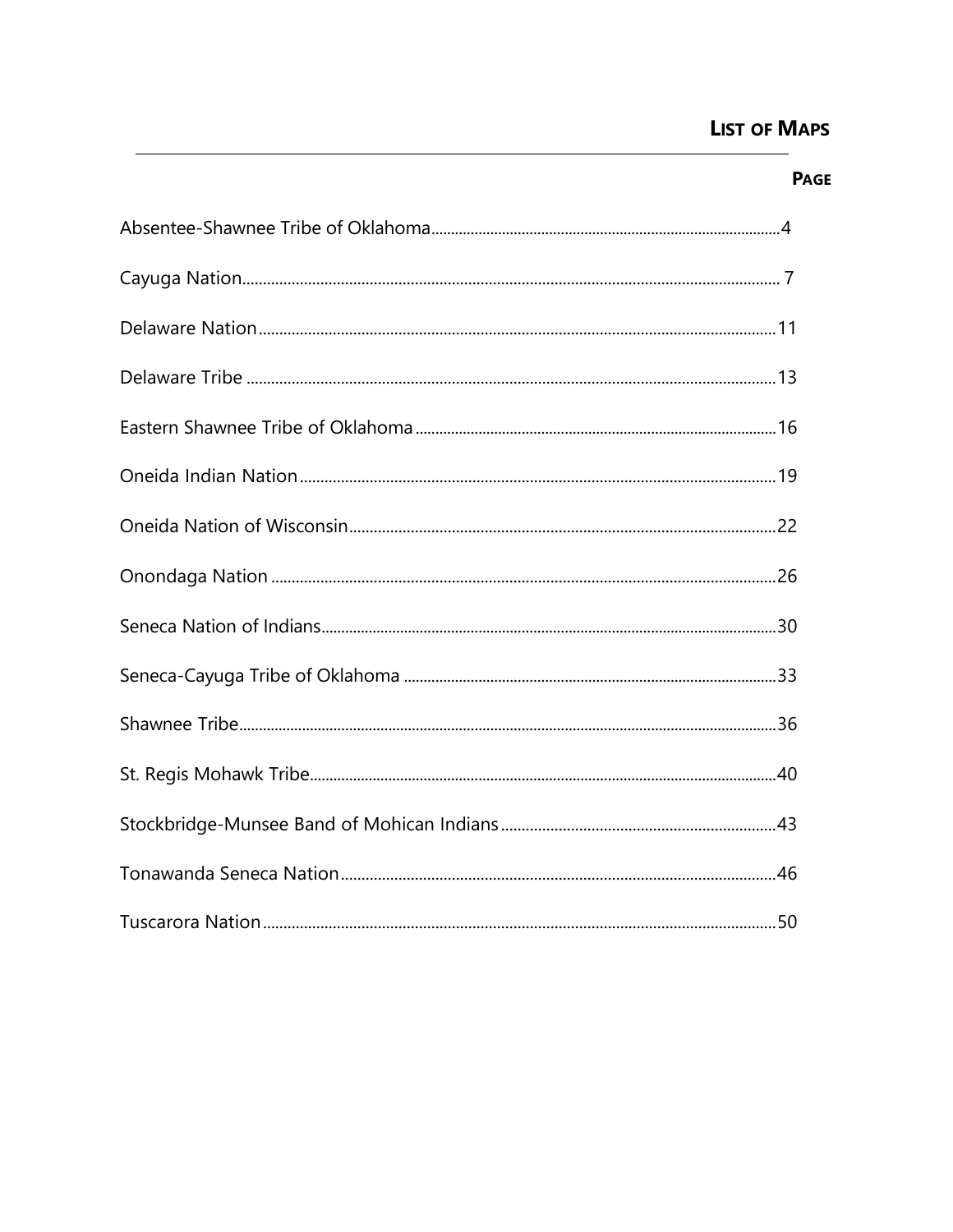# List of Maps

| | Page |
|---|---|
| Absentee-Shawnee Tribe of Oklahoma | 4 |
| Cayuga Nation | 7 |
| Delaware Nation | 11 |
| Delaware Tribe | 13 |
| Eastern Shawnee Tribe of Oklahoma | 16 |
| Oneida Indian Nation | 19 |
| Oneida Nation of Wisconsin | 22 |
| Onondaga Nation | 26 |
| Seneca Nation of Indians | 30 |
| Seneca-Cayuga Tribe of Oklahoma | 33 |
| Shawnee Tribe | 36 |
| St. Regis Mohawk Tribe | 40 |
| Stockbridge-Munsee Band of Mohican Indians | 43 |
| Tonawanda Seneca Nation | 46 |
| Tuscarora Nation | 50 |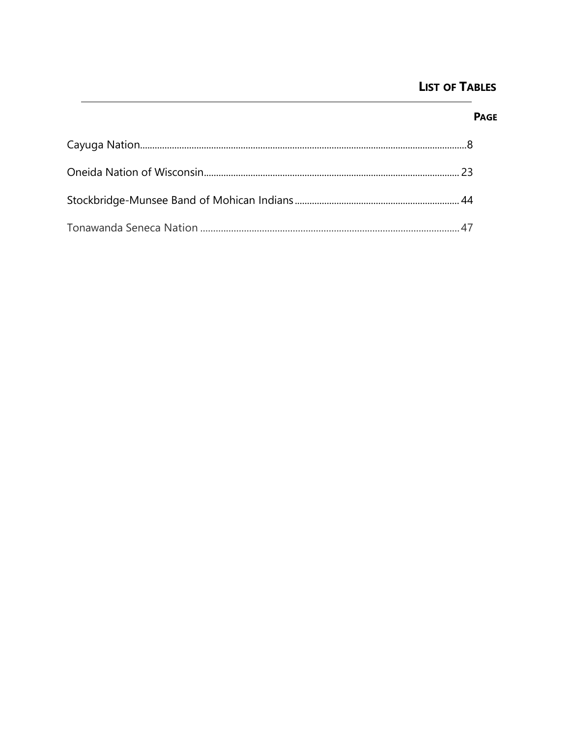# List of Tables

**Page**

Cayuga Nation....................................................................................................................................8

Oneida Nation of Wisconsin....................................................................................................... 23

Stockbridge-Munsee Band of Mohican Indians.................................................................... 44

Tonawanda Seneca Nation ..........................................................................................................47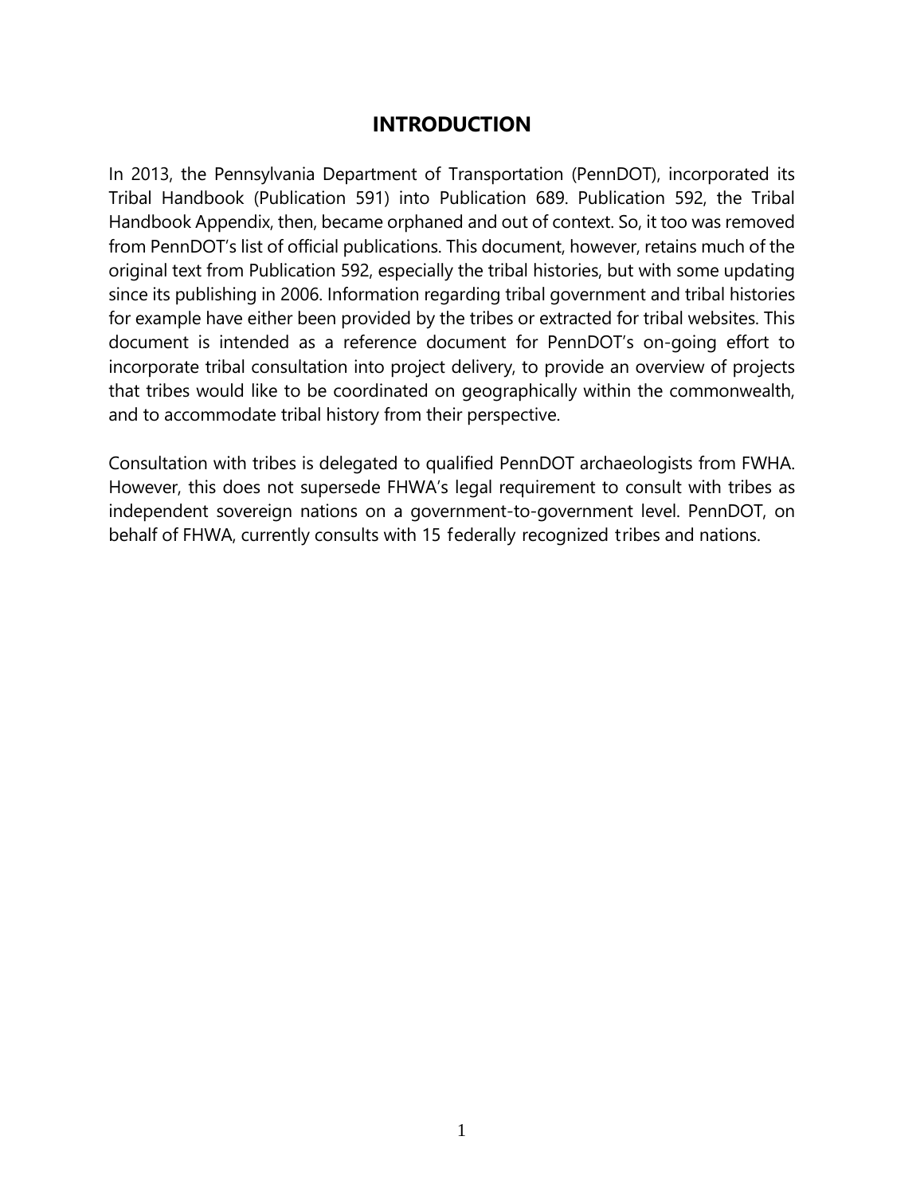# INTRODUCTION

In 2013, the Pennsylvania Department of Transportation (PennDOT), incorporated its Tribal Handbook (Publication 591) into Publication 689. Publication 592, the Tribal Handbook Appendix, then, became orphaned and out of context. So, it too was removed from PennDOT's list of official publications. This document, however, retains much of the original text from Publication 592, especially the tribal histories, but with some updating since its publishing in 2006. Information regarding tribal government and tribal histories for example have either been provided by the tribes or extracted for tribal websites. This document is intended as a reference document for PennDOT's on-going effort to incorporate tribal consultation into project delivery, to provide an overview of projects that tribes would like to be coordinated on geographically within the commonwealth, and to accommodate tribal history from their perspective.

Consultation with tribes is delegated to qualified PennDOT archaeologists from FWHA. However, this does not supersede FHWA's legal requirement to consult with tribes as independent sovereign nations on a government-to-government level. PennDOT, on behalf of FHWA, currently consults with 15 federally recognized tribes and nations.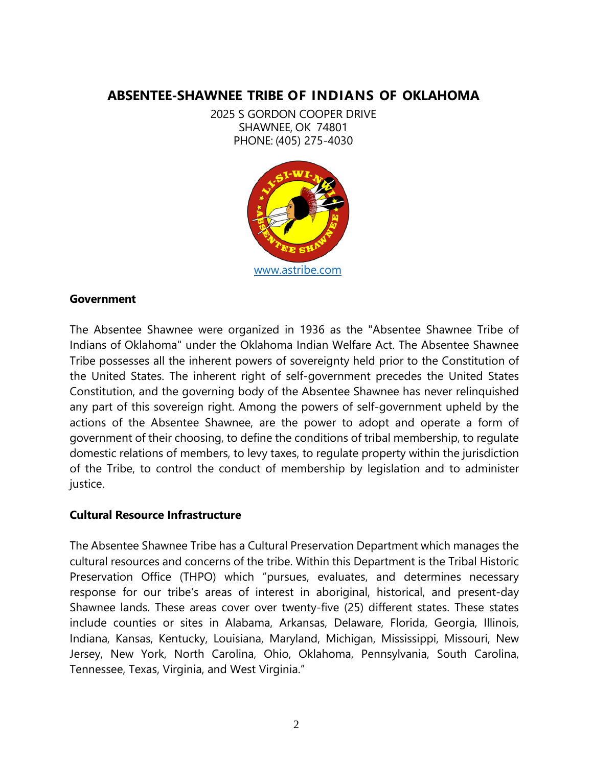## ABSENTEE-SHAWNEE TRIBE OF INDIANS OF OKLAHOMA

2025 S GORDON COOPER DRIVE
SHAWNEE, OK 74801
PHONE: (405) 275-4030

www.astribe.com

### Government

The Absentee Shawnee were organized in 1936 as the "Absentee Shawnee Tribe of Indians of Oklahoma" under the Oklahoma Indian Welfare Act. The Absentee Shawnee Tribe possesses all the inherent powers of sovereignty held prior to the Constitution of the United States. The inherent right of self-government precedes the United States Constitution, and the governing body of the Absentee Shawnee has never relinquished any part of this sovereign right. Among the powers of self-government upheld by the actions of the Absentee Shawnee, are the power to adopt and operate a form of government of their choosing, to define the conditions of tribal membership, to regulate domestic relations of members, to levy taxes, to regulate property within the jurisdiction of the Tribe, to control the conduct of membership by legislation and to administer justice.

### Cultural Resource Infrastructure

The Absentee Shawnee Tribe has a Cultural Preservation Department which manages the cultural resources and concerns of the tribe. Within this Department is the Tribal Historic Preservation Office (THPO) which "pursues, evaluates, and determines necessary response for our tribe's areas of interest in aboriginal, historical, and present-day Shawnee lands. These areas cover over twenty-five (25) different states. These states include counties or sites in Alabama, Arkansas, Delaware, Florida, Georgia, Illinois, Indiana, Kansas, Kentucky, Louisiana, Maryland, Michigan, Mississippi, Missouri, New Jersey, New York, North Carolina, Ohio, Oklahoma, Pennsylvania, South Carolina, Tennessee, Texas, Virginia, and West Virginia."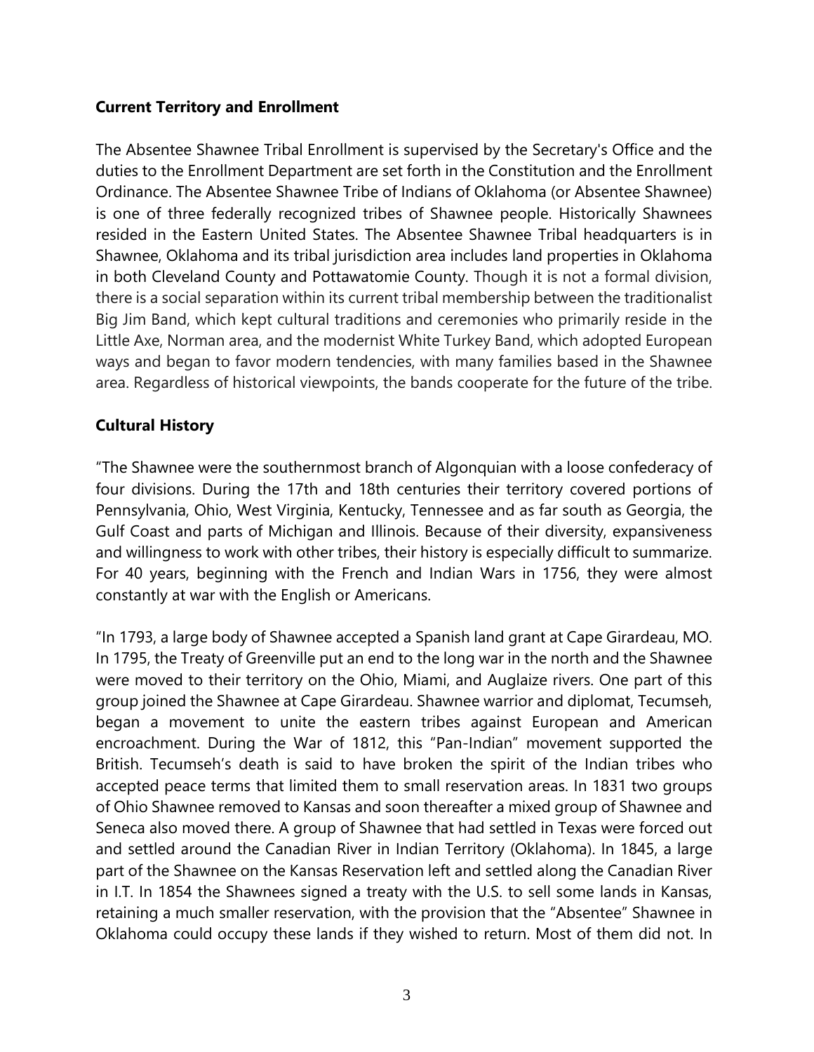**Current Territory and Enrollment**

The Absentee Shawnee Tribal Enrollment is supervised by the Secretary's Office and the duties to the Enrollment Department are set forth in the Constitution and the Enrollment Ordinance. The Absentee Shawnee Tribe of Indians of Oklahoma (or Absentee Shawnee) is one of three federally recognized tribes of Shawnee people. Historically Shawnees resided in the Eastern United States. The Absentee Shawnee Tribal headquarters is in Shawnee, Oklahoma and its tribal jurisdiction area includes land properties in Oklahoma in both Cleveland County and Pottawatomie County. Though it is not a formal division, there is a social separation within its current tribal membership between the traditionalist Big Jim Band, which kept cultural traditions and ceremonies who primarily reside in the Little Axe, Norman area, and the modernist White Turkey Band, which adopted European ways and began to favor modern tendencies, with many families based in the Shawnee area. Regardless of historical viewpoints, the bands cooperate for the future of the tribe.

**Cultural History**

"The Shawnee were the southernmost branch of Algonquian with a loose confederacy of four divisions. During the 17th and 18th centuries their territory covered portions of Pennsylvania, Ohio, West Virginia, Kentucky, Tennessee and as far south as Georgia, the Gulf Coast and parts of Michigan and Illinois. Because of their diversity, expansiveness and willingness to work with other tribes, their history is especially difficult to summarize. For 40 years, beginning with the French and Indian Wars in 1756, they were almost constantly at war with the English or Americans.

"In 1793, a large body of Shawnee accepted a Spanish land grant at Cape Girardeau, MO. In 1795, the Treaty of Greenville put an end to the long war in the north and the Shawnee were moved to their territory on the Ohio, Miami, and Auglaize rivers. One part of this group joined the Shawnee at Cape Girardeau. Shawnee warrior and diplomat, Tecumseh, began a movement to unite the eastern tribes against European and American encroachment. During the War of 1812, this "Pan-Indian" movement supported the British. Tecumseh's death is said to have broken the spirit of the Indian tribes who accepted peace terms that limited them to small reservation areas. In 1831 two groups of Ohio Shawnee removed to Kansas and soon thereafter a mixed group of Shawnee and Seneca also moved there. A group of Shawnee that had settled in Texas were forced out and settled around the Canadian River in Indian Territory (Oklahoma). In 1845, a large part of the Shawnee on the Kansas Reservation left and settled along the Canadian River in I.T. In 1854 the Shawnees signed a treaty with the U.S. to sell some lands in Kansas, retaining a much smaller reservation, with the provision that the "Absentee" Shawnee in Oklahoma could occupy these lands if they wished to return. Most of them did not. In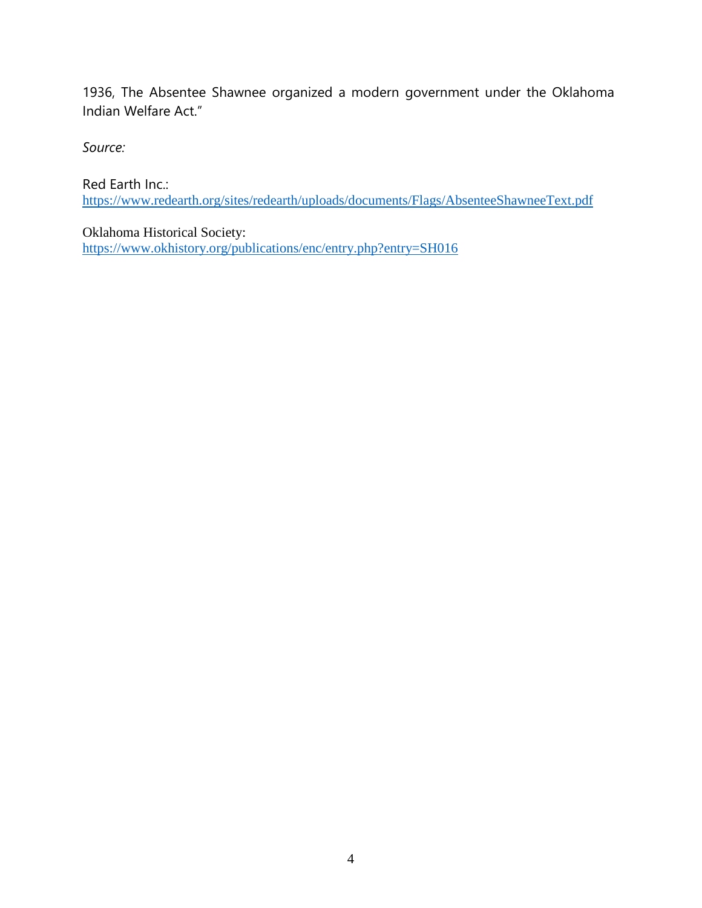1936, The Absentee Shawnee organized a modern government under the Oklahoma Indian Welfare Act."

*Source:*

Red Earth Inc.:
https://www.redearth.org/sites/redearth/uploads/documents/Flags/AbsenteeShawneeText.pdf

Oklahoma Historical Society:
https://www.okhistory.org/publications/enc/entry.php?entry=SH016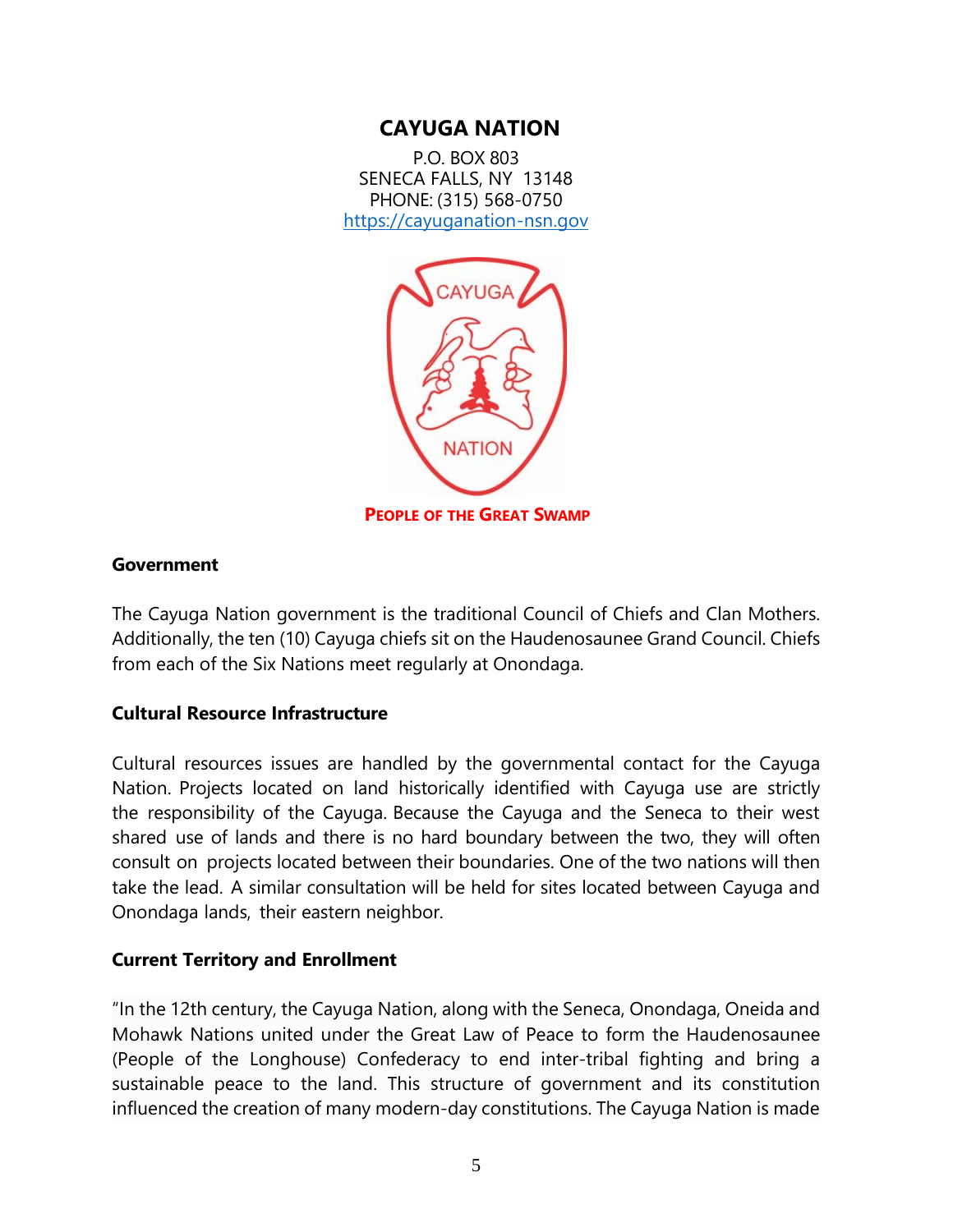# CAYUGA NATION

P.O. BOX 803
SENECA FALLS, NY 13148
PHONE: (315) 568-0750
https://cayuganation-nsn.gov

**PEOPLE OF THE GREAT SWAMP**

## Government

The Cayuga Nation government is the traditional Council of Chiefs and Clan Mothers. Additionally, the ten (10) Cayuga chiefs sit on the Haudenosaunee Grand Council. Chiefs from each of the Six Nations meet regularly at Onondaga.

## Cultural Resource Infrastructure

Cultural resources issues are handled by the governmental contact for the Cayuga Nation. Projects located on land historically identified with Cayuga use are strictly the responsibility of the Cayuga. Because the Cayuga and the Seneca to their west shared use of lands and there is no hard boundary between the two, they will often consult on projects located between their boundaries. One of the two nations will then take the lead. A similar consultation will be held for sites located between Cayuga and Onondaga lands, their eastern neighbor.

## Current Territory and Enrollment

"In the 12th century, the Cayuga Nation, along with the Seneca, Onondaga, Oneida and Mohawk Nations united under the Great Law of Peace to form the Haudenosaunee (People of the Longhouse) Confederacy to end inter-tribal fighting and bring a sustainable peace to the land. This structure of government and its constitution influenced the creation of many modern-day constitutions. The Cayuga Nation is made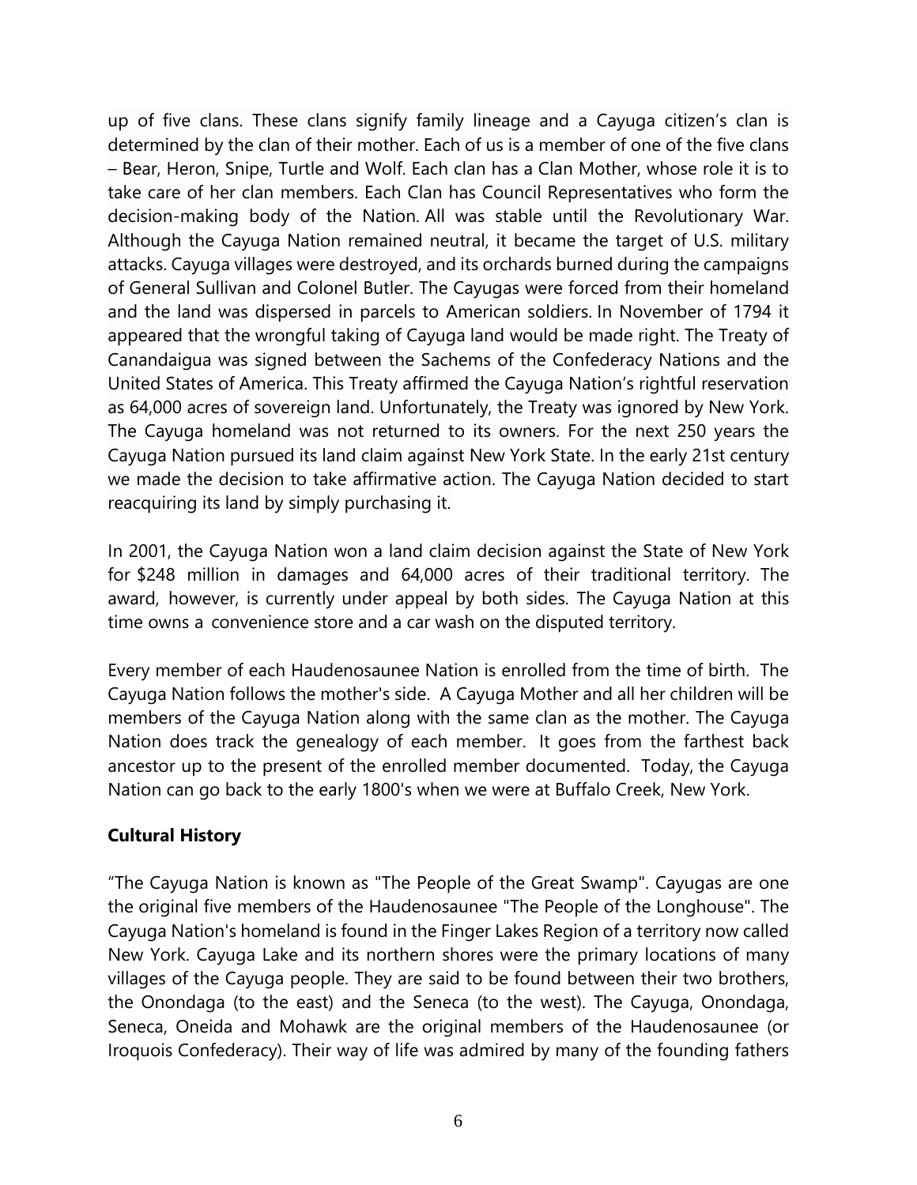up of five clans. These clans signify family lineage and a Cayuga citizen's clan is determined by the clan of their mother. Each of us is a member of one of the five clans – Bear, Heron, Snipe, Turtle and Wolf. Each clan has a Clan Mother, whose role it is to take care of her clan members. Each Clan has Council Representatives who form the decision-making body of the Nation. All was stable until the Revolutionary War. Although the Cayuga Nation remained neutral, it became the target of U.S. military attacks. Cayuga villages were destroyed, and its orchards burned during the campaigns of General Sullivan and Colonel Butler. The Cayugas were forced from their homeland and the land was dispersed in parcels to American soldiers. In November of 1794 it appeared that the wrongful taking of Cayuga land would be made right. The Treaty of Canandaigua was signed between the Sachems of the Confederacy Nations and the United States of America. This Treaty affirmed the Cayuga Nation's rightful reservation as 64,000 acres of sovereign land. Unfortunately, the Treaty was ignored by New York. The Cayuga homeland was not returned to its owners. For the next 250 years the Cayuga Nation pursued its land claim against New York State. In the early 21st century we made the decision to take affirmative action. The Cayuga Nation decided to start reacquiring its land by simply purchasing it.

In 2001, the Cayuga Nation won a land claim decision against the State of New York for $248 million in damages and 64,000 acres of their traditional territory. The award, however, is currently under appeal by both sides. The Cayuga Nation at this time owns a convenience store and a car wash on the disputed territory.

Every member of each Haudenosaunee Nation is enrolled from the time of birth. The Cayuga Nation follows the mother's side. A Cayuga Mother and all her children will be members of the Cayuga Nation along with the same clan as the mother. The Cayuga Nation does track the genealogy of each member. It goes from the farthest back ancestor up to the present of the enrolled member documented. Today, the Cayuga Nation can go back to the early 1800's when we were at Buffalo Creek, New York.

**Cultural History**

"The Cayuga Nation is known as "The People of the Great Swamp". Cayugas are one the original five members of the Haudenosaunee "The People of the Longhouse". The Cayuga Nation's homeland is found in the Finger Lakes Region of a territory now called New York. Cayuga Lake and its northern shores were the primary locations of many villages of the Cayuga people. They are said to be found between their two brothers, the Onondaga (to the east) and the Seneca (to the west). The Cayuga, Onondaga, Seneca, Oneida and Mohawk are the original members of the Haudenosaunee (or Iroquois Confederacy). Their way of life was admired by many of the founding fathers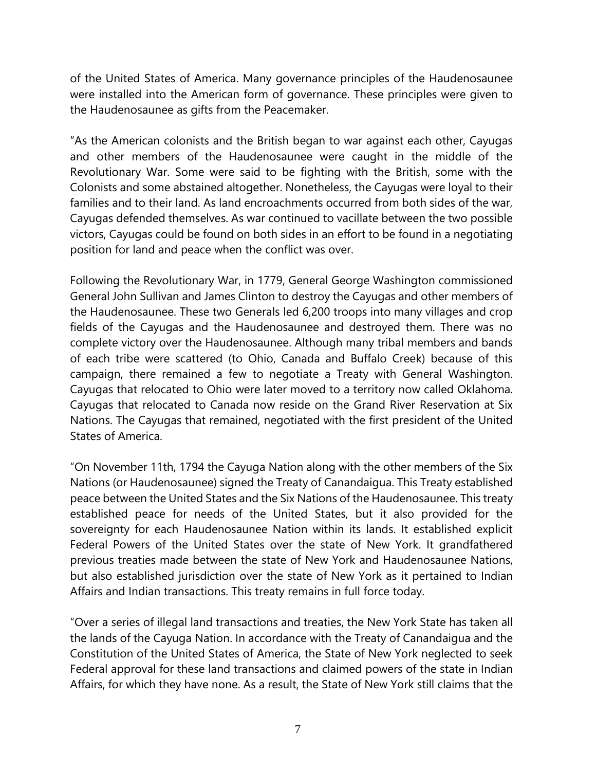of the United States of America. Many governance principles of the Haudenosaunee were installed into the American form of governance. These principles were given to the Haudenosaunee as gifts from the Peacemaker.

"As the American colonists and the British began to war against each other, Cayugas and other members of the Haudenosaunee were caught in the middle of the Revolutionary War. Some were said to be fighting with the British, some with the Colonists and some abstained altogether. Nonetheless, the Cayugas were loyal to their families and to their land. As land encroachments occurred from both sides of the war, Cayugas defended themselves. As war continued to vacillate between the two possible victors, Cayugas could be found on both sides in an effort to be found in a negotiating position for land and peace when the conflict was over.

Following the Revolutionary War, in 1779, General George Washington commissioned General John Sullivan and James Clinton to destroy the Cayugas and other members of the Haudenosaunee. These two Generals led 6,200 troops into many villages and crop fields of the Cayugas and the Haudenosaunee and destroyed them. There was no complete victory over the Haudenosaunee. Although many tribal members and bands of each tribe were scattered (to Ohio, Canada and Buffalo Creek) because of this campaign, there remained a few to negotiate a Treaty with General Washington. Cayugas that relocated to Ohio were later moved to a territory now called Oklahoma. Cayugas that relocated to Canada now reside on the Grand River Reservation at Six Nations. The Cayugas that remained, negotiated with the first president of the United States of America.

"On November 11th, 1794 the Cayuga Nation along with the other members of the Six Nations (or Haudenosaunee) signed the Treaty of Canandaigua. This Treaty established peace between the United States and the Six Nations of the Haudenosaunee. This treaty established peace for needs of the United States, but it also provided for the sovereignty for each Haudenosaunee Nation within its lands. It established explicit Federal Powers of the United States over the state of New York. It grandfathered previous treaties made between the state of New York and Haudenosaunee Nations, but also established jurisdiction over the state of New York as it pertained to Indian Affairs and Indian transactions. This treaty remains in full force today.

"Over a series of illegal land transactions and treaties, the New York State has taken all the lands of the Cayuga Nation. In accordance with the Treaty of Canandaigua and the Constitution of the United States of America, the State of New York neglected to seek Federal approval for these land transactions and claimed powers of the state in Indian Affairs, for which they have none. As a result, the State of New York still claims that the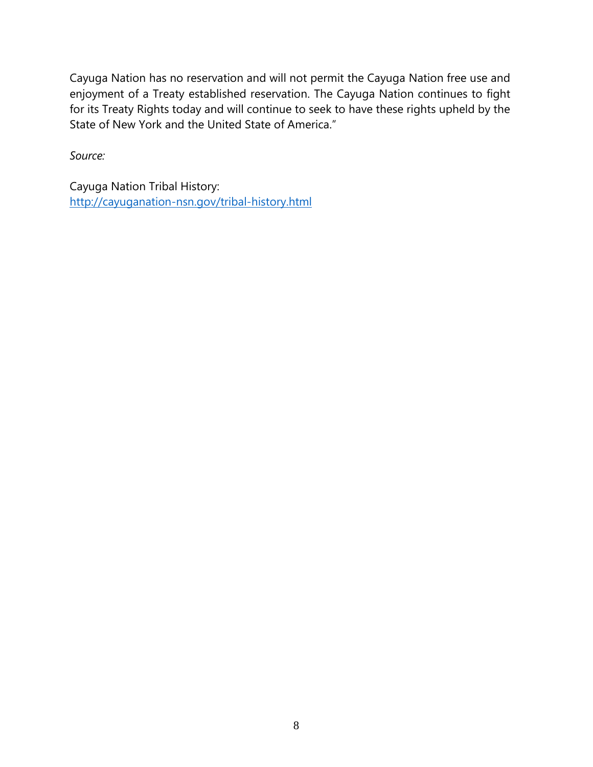Cayuga Nation has no reservation and will not permit the Cayuga Nation free use and enjoyment of a Treaty established reservation. The Cayuga Nation continues to fight for its Treaty Rights today and will continue to seek to have these rights upheld by the State of New York and the United State of America."

*Source:*

Cayuga Nation Tribal History:
[http://cayuganation-nsn.gov/tribal-history.html](http://cayuganation-nsn.gov/tribal-history.html)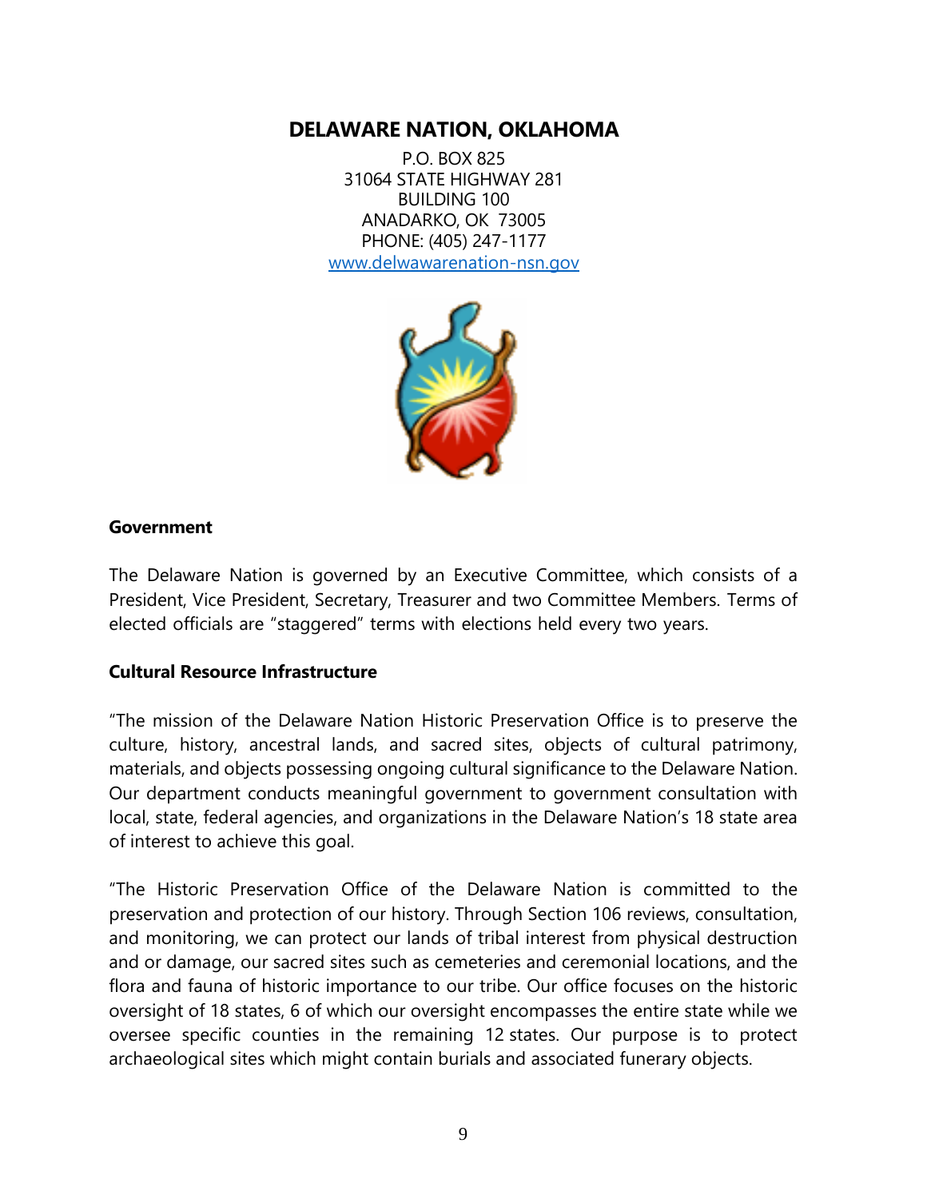## DELAWARE NATION, OKLAHOMA

P.O. BOX 825
31064 STATE HIGHWAY 281
BUILDING 100
ANADARKO, OK 73005
PHONE: (405) 247-1177
www.delwawarenation-nsn.gov

**Government**

The Delaware Nation is governed by an Executive Committee, which consists of a President, Vice President, Secretary, Treasurer and two Committee Members. Terms of elected officials are "staggered" terms with elections held every two years.

**Cultural Resource Infrastructure**

"The mission of the Delaware Nation Historic Preservation Office is to preserve the culture, history, ancestral lands, and sacred sites, objects of cultural patrimony, materials, and objects possessing ongoing cultural significance to the Delaware Nation. Our department conducts meaningful government to government consultation with local, state, federal agencies, and organizations in the Delaware Nation's 18 state area of interest to achieve this goal.

"The Historic Preservation Office of the Delaware Nation is committed to the preservation and protection of our history. Through Section 106 reviews, consultation, and monitoring, we can protect our lands of tribal interest from physical destruction and or damage, our sacred sites such as cemeteries and ceremonial locations, and the flora and fauna of historic importance to our tribe. Our office focuses on the historic oversight of 18 states, 6 of which our oversight encompasses the entire state while we oversee specific counties in the remaining 12 states. Our purpose is to protect archaeological sites which might contain burials and associated funerary objects.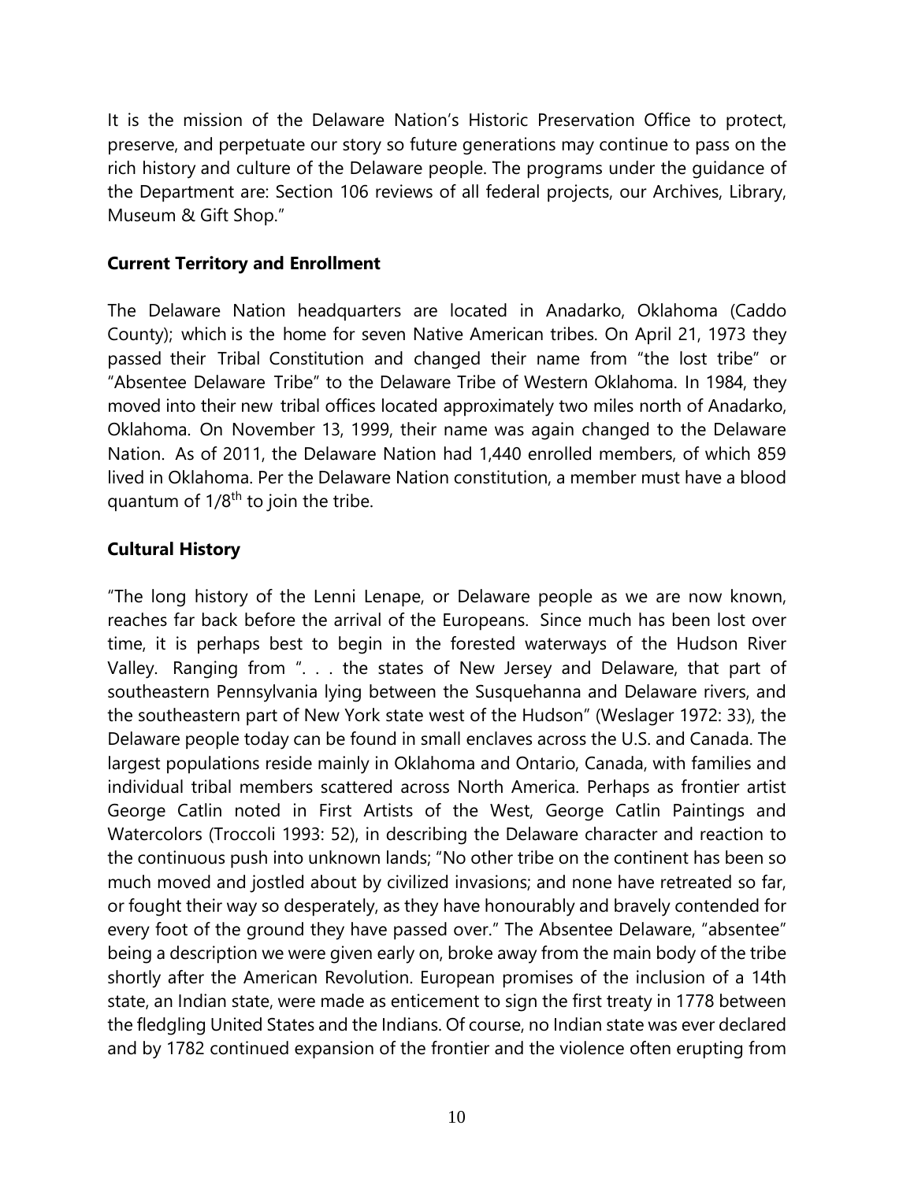It is the mission of the Delaware Nation's Historic Preservation Office to protect, preserve, and perpetuate our story so future generations may continue to pass on the rich history and culture of the Delaware people. The programs under the guidance of the Department are: Section 106 reviews of all federal projects, our Archives, Library, Museum & Gift Shop."

### Current Territory and Enrollment

The Delaware Nation headquarters are located in Anadarko, Oklahoma (Caddo County); which is the home for seven Native American tribes. On April 21, 1973 they passed their Tribal Constitution and changed their name from "the lost tribe" or "Absentee Delaware Tribe" to the Delaware Tribe of Western Oklahoma. In 1984, they moved into their new tribal offices located approximately two miles north of Anadarko, Oklahoma. On November 13, 1999, their name was again changed to the Delaware Nation. As of 2011, the Delaware Nation had 1,440 enrolled members, of which 859 lived in Oklahoma. Per the Delaware Nation constitution, a member must have a blood quantum of $1/8^{th}$ to join the tribe.

### Cultural History

"The long history of the Lenni Lenape, or Delaware people as we are now known, reaches far back before the arrival of the Europeans. Since much has been lost over time, it is perhaps best to begin in the forested waterways of the Hudson River Valley. Ranging from ". . . the states of New Jersey and Delaware, that part of southeastern Pennsylvania lying between the Susquehanna and Delaware rivers, and the southeastern part of New York state west of the Hudson" (Weslager 1972: 33), the Delaware people today can be found in small enclaves across the U.S. and Canada. The largest populations reside mainly in Oklahoma and Ontario, Canada, with families and individual tribal members scattered across North America. Perhaps as frontier artist George Catlin noted in First Artists of the West, George Catlin Paintings and Watercolors (Troccoli 1993: 52), in describing the Delaware character and reaction to the continuous push into unknown lands; "No other tribe on the continent has been so much moved and jostled about by civilized invasions; and none have retreated so far, or fought their way so desperately, as they have honourably and bravely contended for every foot of the ground they have passed over." The Absentee Delaware, "absentee" being a description we were given early on, broke away from the main body of the tribe shortly after the American Revolution. European promises of the inclusion of a 14th state, an Indian state, were made as enticement to sign the first treaty in 1778 between the fledgling United States and the Indians. Of course, no Indian state was ever declared and by 1782 continued expansion of the frontier and the violence often erupting from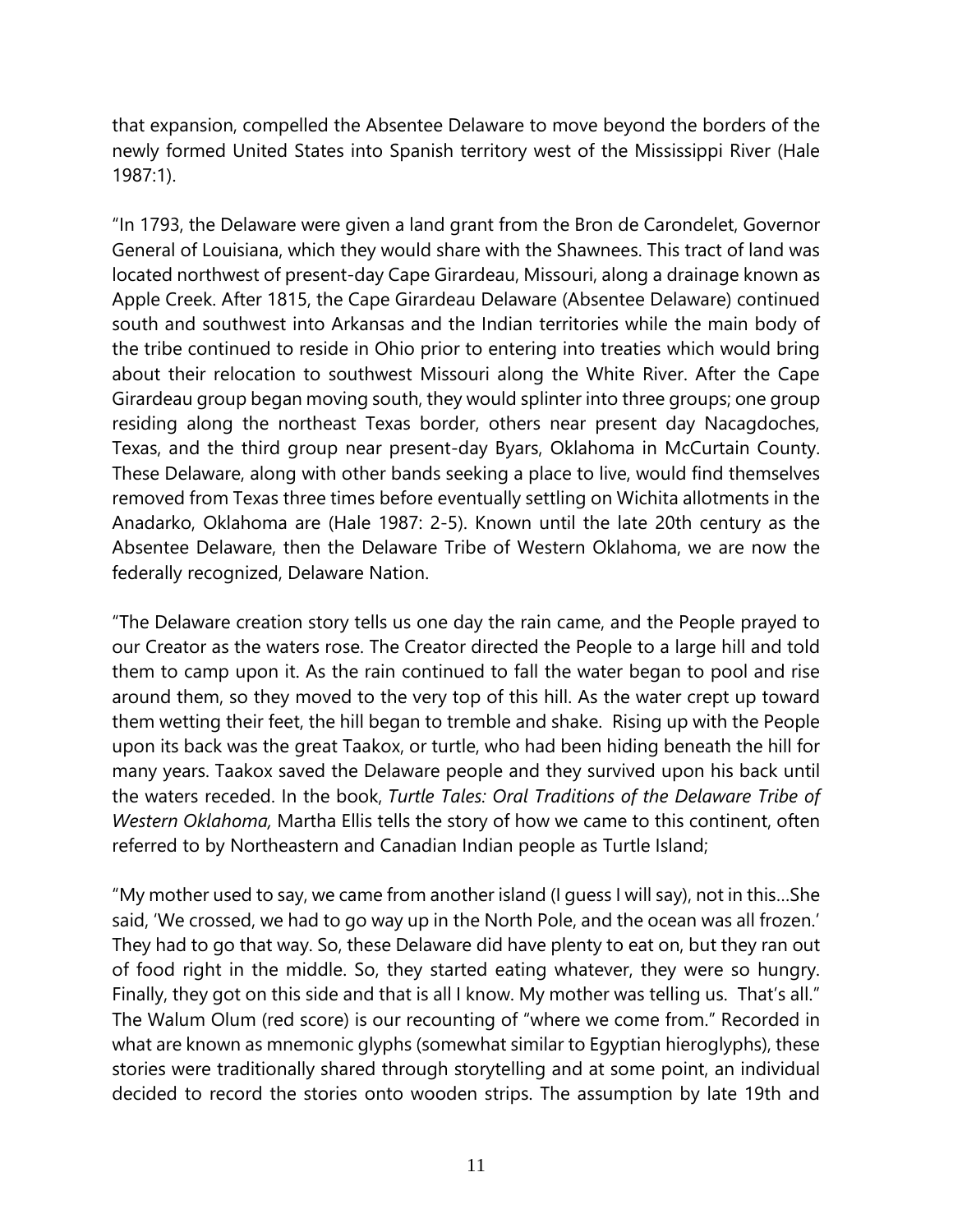that expansion, compelled the Absentee Delaware to move beyond the borders of the newly formed United States into Spanish territory west of the Mississippi River (Hale 1987:1).

"In 1793, the Delaware were given a land grant from the Bron de Carondelet, Governor General of Louisiana, which they would share with the Shawnees. This tract of land was located northwest of present-day Cape Girardeau, Missouri, along a drainage known as Apple Creek. After 1815, the Cape Girardeau Delaware (Absentee Delaware) continued south and southwest into Arkansas and the Indian territories while the main body of the tribe continued to reside in Ohio prior to entering into treaties which would bring about their relocation to southwest Missouri along the White River. After the Cape Girardeau group began moving south, they would splinter into three groups; one group residing along the northeast Texas border, others near present day Nacagdoches, Texas, and the third group near present-day Byars, Oklahoma in McCurtain County. These Delaware, along with other bands seeking a place to live, would find themselves removed from Texas three times before eventually settling on Wichita allotments in the Anadarko, Oklahoma are (Hale 1987: 2-5). Known until the late 20th century as the Absentee Delaware, then the Delaware Tribe of Western Oklahoma, we are now the federally recognized, Delaware Nation.

"The Delaware creation story tells us one day the rain came, and the People prayed to our Creator as the waters rose. The Creator directed the People to a large hill and told them to camp upon it. As the rain continued to fall the water began to pool and rise around them, so they moved to the very top of this hill. As the water crept up toward them wetting their feet, the hill began to tremble and shake. Rising up with the People upon its back was the great Taakox, or turtle, who had been hiding beneath the hill for many years. Taakox saved the Delaware people and they survived upon his back until the waters receded. In the book, *Turtle Tales: Oral Traditions of the Delaware Tribe of Western Oklahoma,* Martha Ellis tells the story of how we came to this continent, often referred to by Northeastern and Canadian Indian people as Turtle Island;

"My mother used to say, we came from another island (I guess I will say), not in this…She said, 'We crossed, we had to go way up in the North Pole, and the ocean was all frozen.' They had to go that way. So, these Delaware did have plenty to eat on, but they ran out of food right in the middle. So, they started eating whatever, they were so hungry. Finally, they got on this side and that is all I know. My mother was telling us. That's all." The Walum Olum (red score) is our recounting of "where we come from." Recorded in what are known as mnemonic glyphs (somewhat similar to Egyptian hieroglyphs), these stories were traditionally shared through storytelling and at some point, an individual decided to record the stories onto wooden strips. The assumption by late 19th and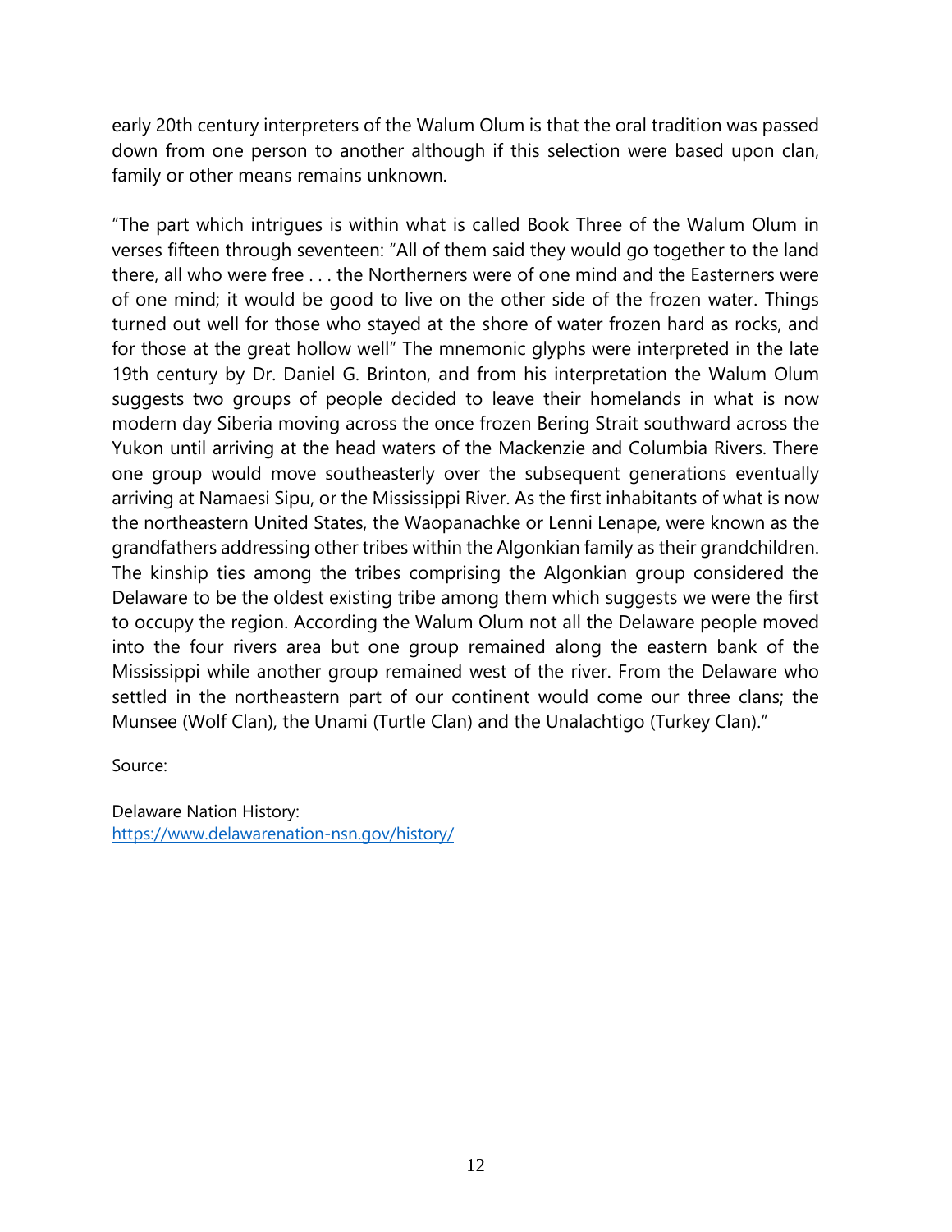early 20th century interpreters of the Walum Olum is that the oral tradition was passed down from one person to another although if this selection were based upon clan, family or other means remains unknown.

"The part which intrigues is within what is called Book Three of the Walum Olum in verses fifteen through seventeen: "All of them said they would go together to the land there, all who were free . . . the Northerners were of one mind and the Easterners were of one mind; it would be good to live on the other side of the frozen water. Things turned out well for those who stayed at the shore of water frozen hard as rocks, and for those at the great hollow well" The mnemonic glyphs were interpreted in the late 19th century by Dr. Daniel G. Brinton, and from his interpretation the Walum Olum suggests two groups of people decided to leave their homelands in what is now modern day Siberia moving across the once frozen Bering Strait southward across the Yukon until arriving at the head waters of the Mackenzie and Columbia Rivers. There one group would move southeasterly over the subsequent generations eventually arriving at Namaesi Sipu, or the Mississippi River. As the first inhabitants of what is now the northeastern United States, the Waopanachke or Lenni Lenape, were known as the grandfathers addressing other tribes within the Algonkian family as their grandchildren. The kinship ties among the tribes comprising the Algonkian group considered the Delaware to be the oldest existing tribe among them which suggests we were the first to occupy the region. According the Walum Olum not all the Delaware people moved into the four rivers area but one group remained along the eastern bank of the Mississippi while another group remained west of the river. From the Delaware who settled in the northeastern part of our continent would come our three clans; the Munsee (Wolf Clan), the Unami (Turtle Clan) and the Unalachtigo (Turkey Clan)."

Source:

Delaware Nation History:
https://www.delawarenation-nsn.gov/history/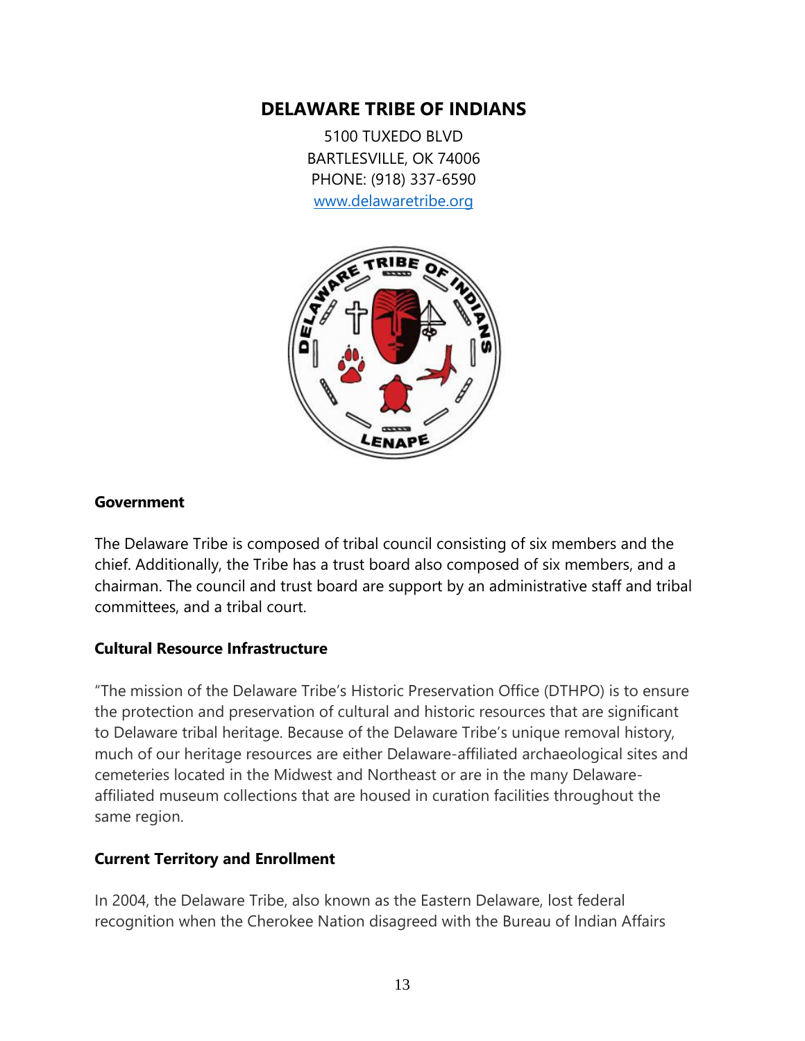## DELAWARE TRIBE OF INDIANS

5100 TUXEDO BLVD
BARTLESVILLE, OK 74006
PHONE: (918) 337-6590
www.delawaretribe.org

**Government**

The Delaware Tribe is composed of tribal council consisting of six members and the chief. Additionally, the Tribe has a trust board also composed of six members, and a chairman. The council and trust board are support by an administrative staff and tribal committees, and a tribal court.

**Cultural Resource Infrastructure**

"The mission of the Delaware Tribe's Historic Preservation Office (DTHPO) is to ensure the protection and preservation of cultural and historic resources that are significant to Delaware tribal heritage. Because of the Delaware Tribe's unique removal history, much of our heritage resources are either Delaware-affiliated archaeological sites and cemeteries located in the Midwest and Northeast or are in the many Delaware-affiliated museum collections that are housed in curation facilities throughout the same region.

**Current Territory and Enrollment**

In 2004, the Delaware Tribe, also known as the Eastern Delaware, lost federal recognition when the Cherokee Nation disagreed with the Bureau of Indian Affairs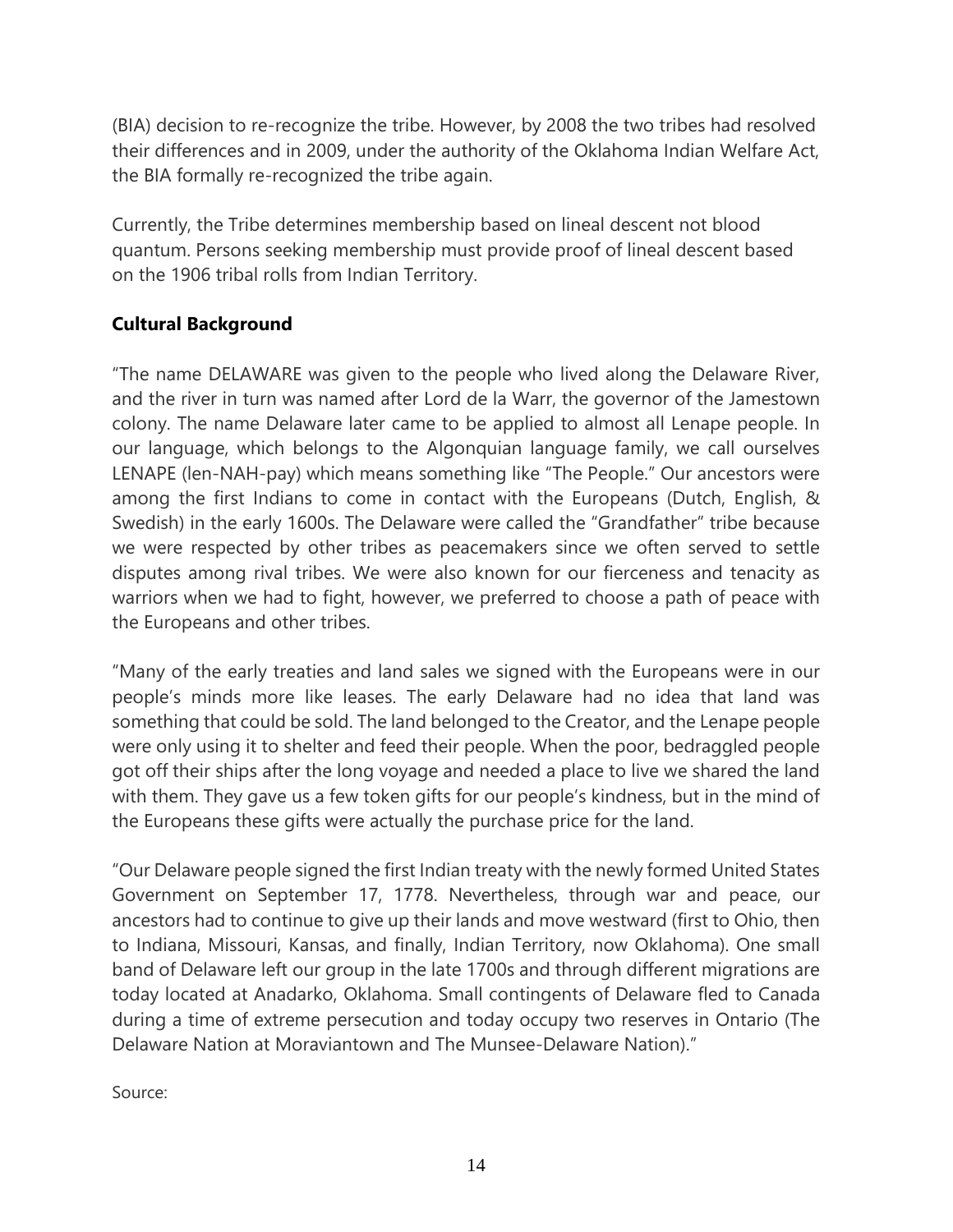(BIA) decision to re-recognize the tribe. However, by 2008 the two tribes had resolved their differences and in 2009, under the authority of the Oklahoma Indian Welfare Act, the BIA formally re-recognized the tribe again.

Currently, the Tribe determines membership based on lineal descent not blood quantum. Persons seeking membership must provide proof of lineal descent based on the 1906 tribal rolls from Indian Territory.

**Cultural Background**

"The name DELAWARE was given to the people who lived along the Delaware River, and the river in turn was named after Lord de la Warr, the governor of the Jamestown colony. The name Delaware later came to be applied to almost all Lenape people. In our language, which belongs to the Algonquian language family, we call ourselves LENAPE (len-NAH-pay) which means something like "The People." Our ancestors were among the first Indians to come in contact with the Europeans (Dutch, English, & Swedish) in the early 1600s. The Delaware were called the "Grandfather" tribe because we were respected by other tribes as peacemakers since we often served to settle disputes among rival tribes. We were also known for our fierceness and tenacity as warriors when we had to fight, however, we preferred to choose a path of peace with the Europeans and other tribes.

"Many of the early treaties and land sales we signed with the Europeans were in our people's minds more like leases. The early Delaware had no idea that land was something that could be sold. The land belonged to the Creator, and the Lenape people were only using it to shelter and feed their people. When the poor, bedraggled people got off their ships after the long voyage and needed a place to live we shared the land with them. They gave us a few token gifts for our people's kindness, but in the mind of the Europeans these gifts were actually the purchase price for the land.

"Our Delaware people signed the first Indian treaty with the newly formed United States Government on September 17, 1778. Nevertheless, through war and peace, our ancestors had to continue to give up their lands and move westward (first to Ohio, then to Indiana, Missouri, Kansas, and finally, Indian Territory, now Oklahoma). One small band of Delaware left our group in the late 1700s and through different migrations are today located at Anadarko, Oklahoma. Small contingents of Delaware fled to Canada during a time of extreme persecution and today occupy two reserves in Ontario (The Delaware Nation at Moraviantown and The Munsee-Delaware Nation)."

Source: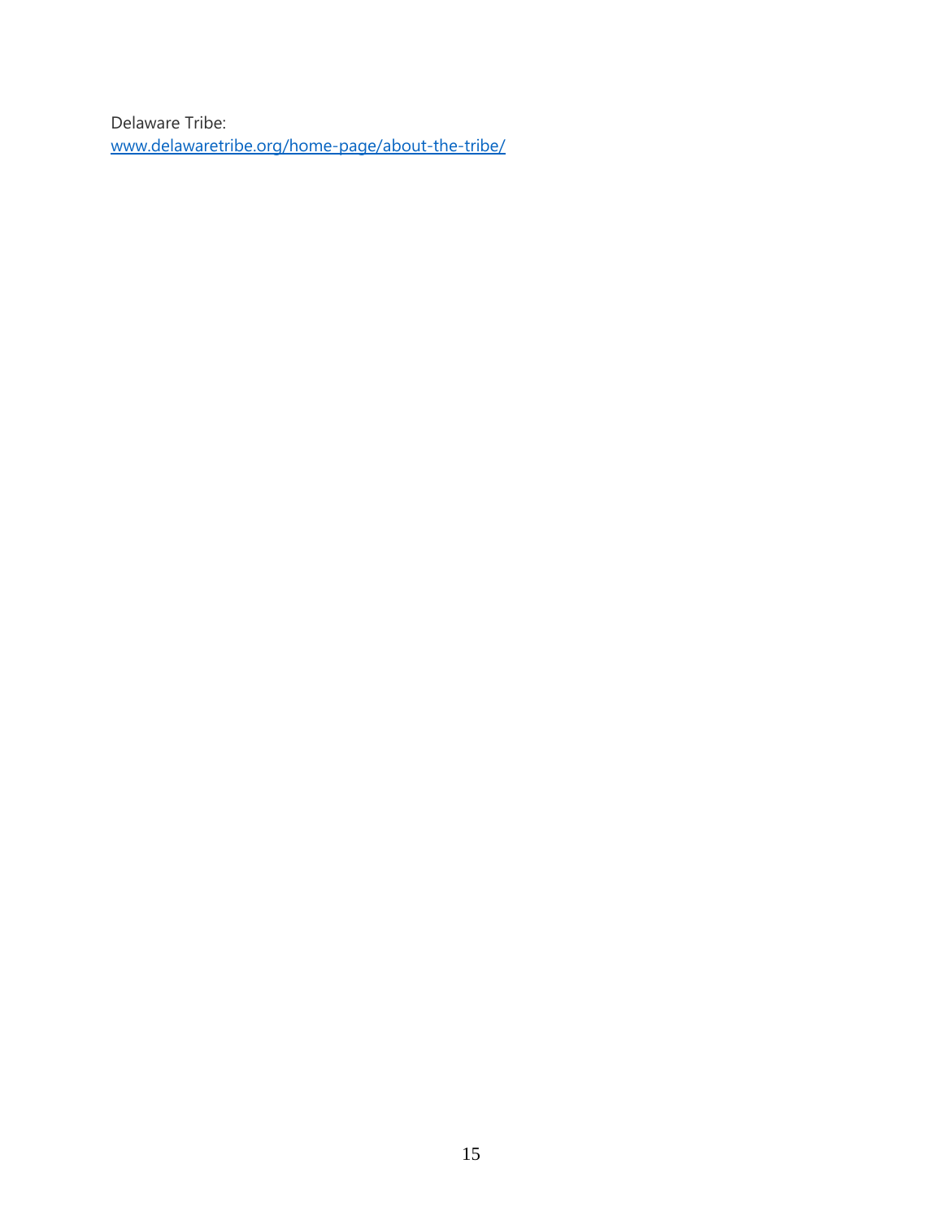Delaware Tribe:
[www.delawaretribe.org/home-page/about-the-tribe/](http://www.delawaretribe.org/home-page/about-the-tribe/)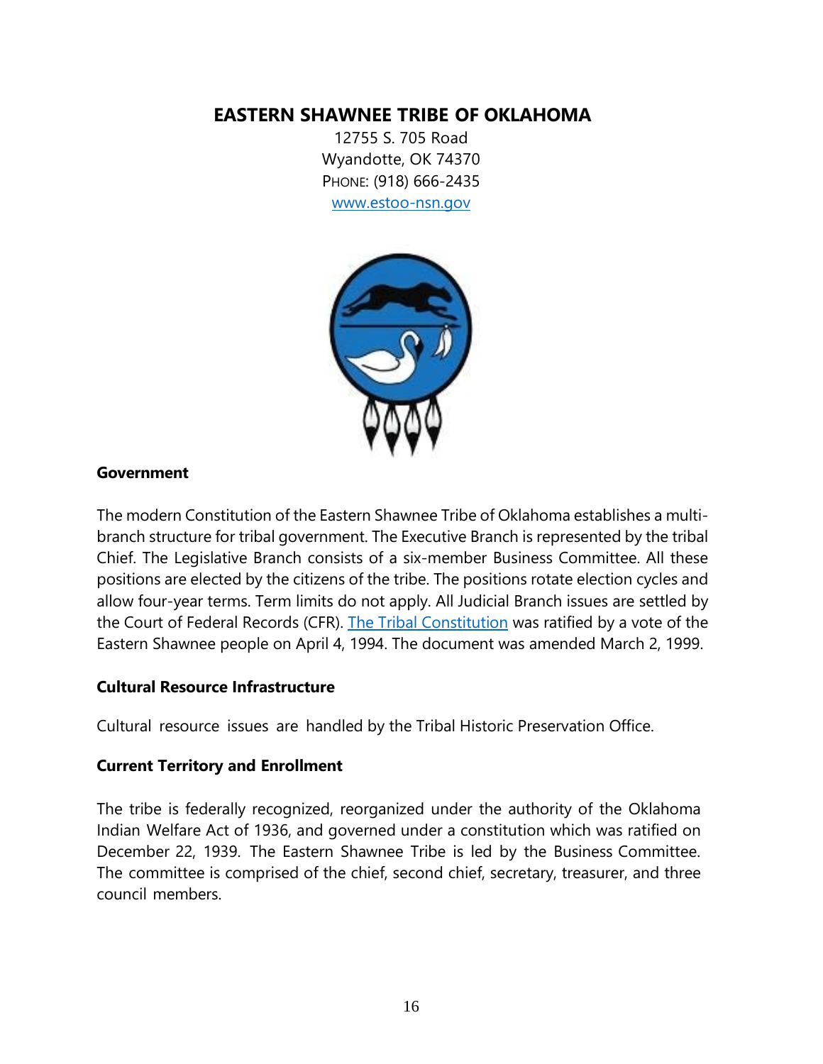# EASTERN SHAWNEE TRIBE OF OKLAHOMA

12755 S. 705 Road
Wyandotte, OK 74370
PHONE: (918) 666-2435
[www.estoo-nsn.gov](www.estoo-nsn.gov)

## Government

The modern Constitution of the Eastern Shawnee Tribe of Oklahoma establishes a multi-branch structure for tribal government. The Executive Branch is represented by the tribal Chief. The Legislative Branch consists of a six-member Business Committee. All these positions are elected by the citizens of the tribe. The positions rotate election cycles and allow four-year terms. Term limits do not apply. All Judicial Branch issues are settled by the Court of Federal Records (CFR). The Tribal Constitution was ratified by a vote of the Eastern Shawnee people on April 4, 1994. The document was amended March 2, 1999.

## Cultural Resource Infrastructure

Cultural resource issues are handled by the Tribal Historic Preservation Office.

## Current Territory and Enrollment

The tribe is federally recognized, reorganized under the authority of the Oklahoma Indian Welfare Act of 1936, and governed under a constitution which was ratified on December 22, 1939. The Eastern Shawnee Tribe is led by the Business Committee. The committee is comprised of the chief, second chief, secretary, treasurer, and three council members.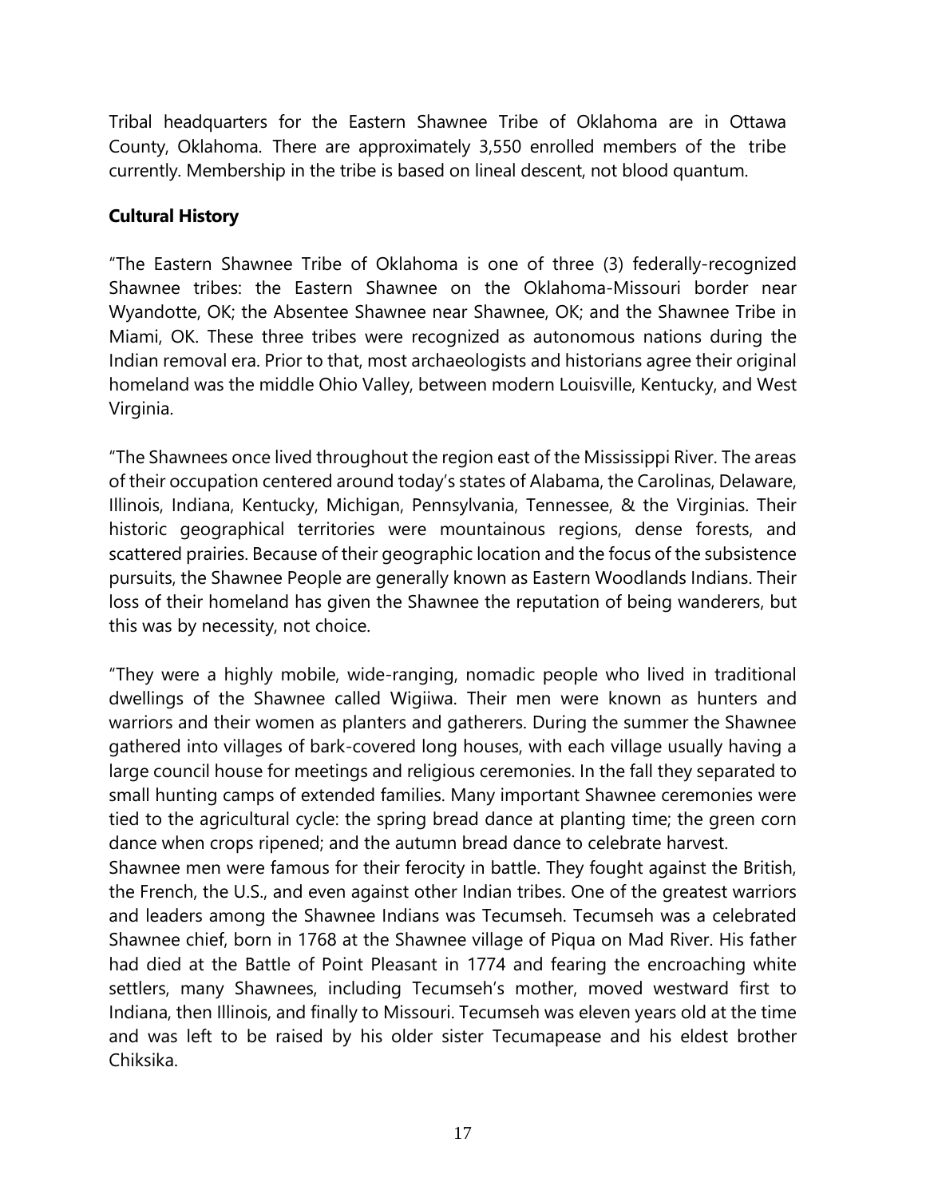Tribal headquarters for the Eastern Shawnee Tribe of Oklahoma are in Ottawa County, Oklahoma. There are approximately 3,550 enrolled members of the tribe currently. Membership in the tribe is based on lineal descent, not blood quantum.

**Cultural History**

"The Eastern Shawnee Tribe of Oklahoma is one of three (3) federally-recognized Shawnee tribes: the Eastern Shawnee on the Oklahoma-Missouri border near Wyandotte, OK; the Absentee Shawnee near Shawnee, OK; and the Shawnee Tribe in Miami, OK. These three tribes were recognized as autonomous nations during the Indian removal era. Prior to that, most archaeologists and historians agree their original homeland was the middle Ohio Valley, between modern Louisville, Kentucky, and West Virginia.

"The Shawnees once lived throughout the region east of the Mississippi River. The areas of their occupation centered around today's states of Alabama, the Carolinas, Delaware, Illinois, Indiana, Kentucky, Michigan, Pennsylvania, Tennessee, & the Virginias. Their historic geographical territories were mountainous regions, dense forests, and scattered prairies. Because of their geographic location and the focus of the subsistence pursuits, the Shawnee People are generally known as Eastern Woodlands Indians. Their loss of their homeland has given the Shawnee the reputation of being wanderers, but this was by necessity, not choice.

"They were a highly mobile, wide-ranging, nomadic people who lived in traditional dwellings of the Shawnee called Wigiiwa. Their men were known as hunters and warriors and their women as planters and gatherers. During the summer the Shawnee gathered into villages of bark-covered long houses, with each village usually having a large council house for meetings and religious ceremonies. In the fall they separated to small hunting camps of extended families. Many important Shawnee ceremonies were tied to the agricultural cycle: the spring bread dance at planting time; the green corn dance when crops ripened; and the autumn bread dance to celebrate harvest.

Shawnee men were famous for their ferocity in battle. They fought against the British, the French, the U.S., and even against other Indian tribes. One of the greatest warriors and leaders among the Shawnee Indians was Tecumseh. Tecumseh was a celebrated Shawnee chief, born in 1768 at the Shawnee village of Piqua on Mad River. His father had died at the Battle of Point Pleasant in 1774 and fearing the encroaching white settlers, many Shawnees, including Tecumseh's mother, moved westward first to Indiana, then Illinois, and finally to Missouri. Tecumseh was eleven years old at the time and was left to be raised by his older sister Tecumapease and his eldest brother Chiksika.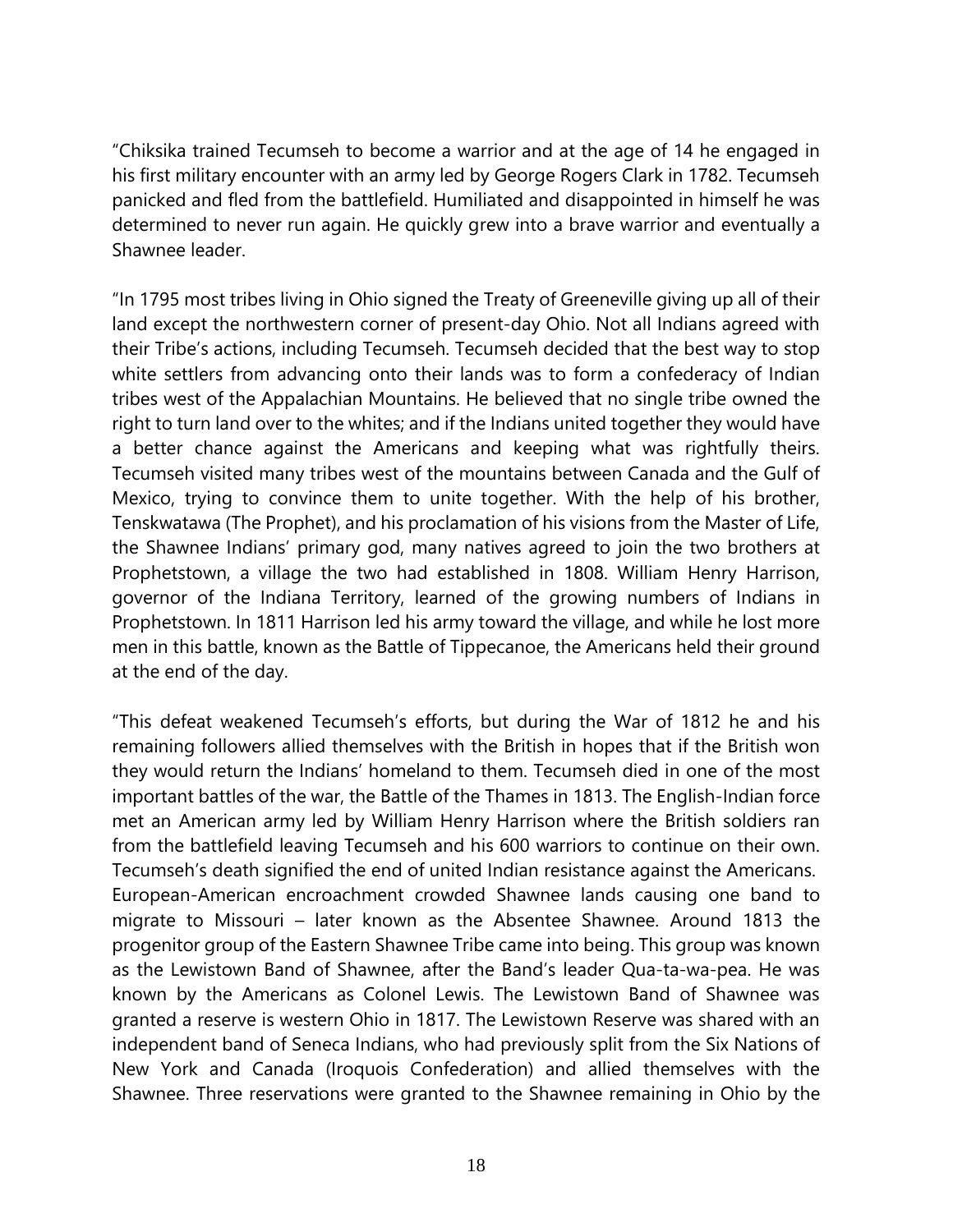“Chiksika trained Tecumseh to become a warrior and at the age of 14 he engaged in his first military encounter with an army led by George Rogers Clark in 1782. Tecumseh panicked and fled from the battlefield. Humiliated and disappointed in himself he was determined to never run again. He quickly grew into a brave warrior and eventually a Shawnee leader.

“In 1795 most tribes living in Ohio signed the Treaty of Greeneville giving up all of their land except the northwestern corner of present-day Ohio. Not all Indians agreed with their Tribe’s actions, including Tecumseh. Tecumseh decided that the best way to stop white settlers from advancing onto their lands was to form a confederacy of Indian tribes west of the Appalachian Mountains. He believed that no single tribe owned the right to turn land over to the whites; and if the Indians united together they would have a better chance against the Americans and keeping what was rightfully theirs. Tecumseh visited many tribes west of the mountains between Canada and the Gulf of Mexico, trying to convince them to unite together. With the help of his brother, Tenskwatawa (The Prophet), and his proclamation of his visions from the Master of Life, the Shawnee Indians’ primary god, many natives agreed to join the two brothers at Prophetstown, a village the two had established in 1808. William Henry Harrison, governor of the Indiana Territory, learned of the growing numbers of Indians in Prophetstown. In 1811 Harrison led his army toward the village, and while he lost more men in this battle, known as the Battle of Tippecanoe, the Americans held their ground at the end of the day.

“This defeat weakened Tecumseh’s efforts, but during the War of 1812 he and his remaining followers allied themselves with the British in hopes that if the British won they would return the Indians’ homeland to them. Tecumseh died in one of the most important battles of the war, the Battle of the Thames in 1813. The English-Indian force met an American army led by William Henry Harrison where the British soldiers ran from the battlefield leaving Tecumseh and his 600 warriors to continue on their own. Tecumseh’s death signified the end of united Indian resistance against the Americans. European-American encroachment crowded Shawnee lands causing one band to migrate to Missouri – later known as the Absentee Shawnee. Around 1813 the progenitor group of the Eastern Shawnee Tribe came into being. This group was known as the Lewistown Band of Shawnee, after the Band’s leader Qua-ta-wa-pea. He was known by the Americans as Colonel Lewis. The Lewistown Band of Shawnee was granted a reserve is western Ohio in 1817. The Lewistown Reserve was shared with an independent band of Seneca Indians, who had previously split from the Six Nations of New York and Canada (Iroquois Confederation) and allied themselves with the Shawnee. Three reservations were granted to the Shawnee remaining in Ohio by the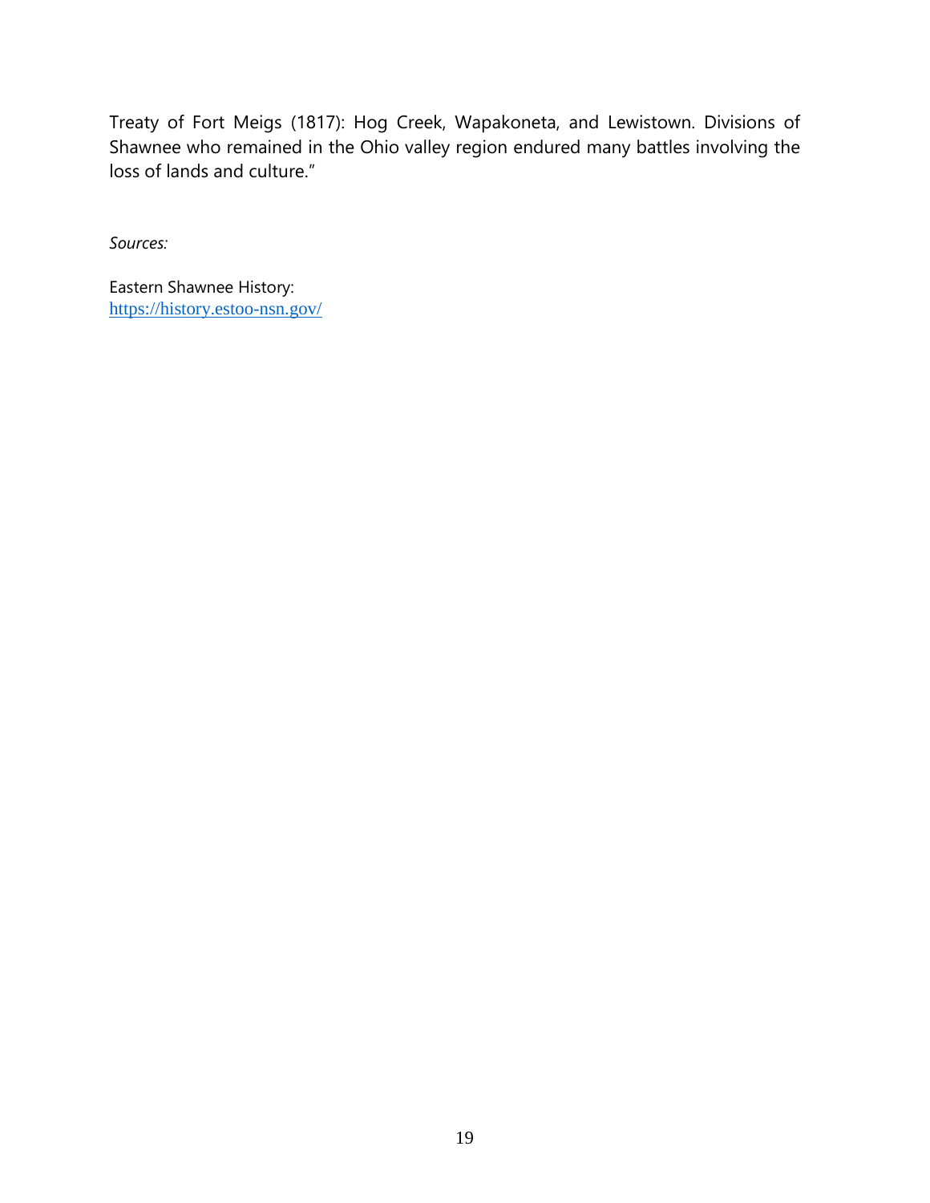Treaty of Fort Meigs (1817): Hog Creek, Wapakoneta, and Lewistown. Divisions of Shawnee who remained in the Ohio valley region endured many battles involving the loss of lands and culture."

*Sources:*

Eastern Shawnee History:
https://history.estoo-nsn.gov/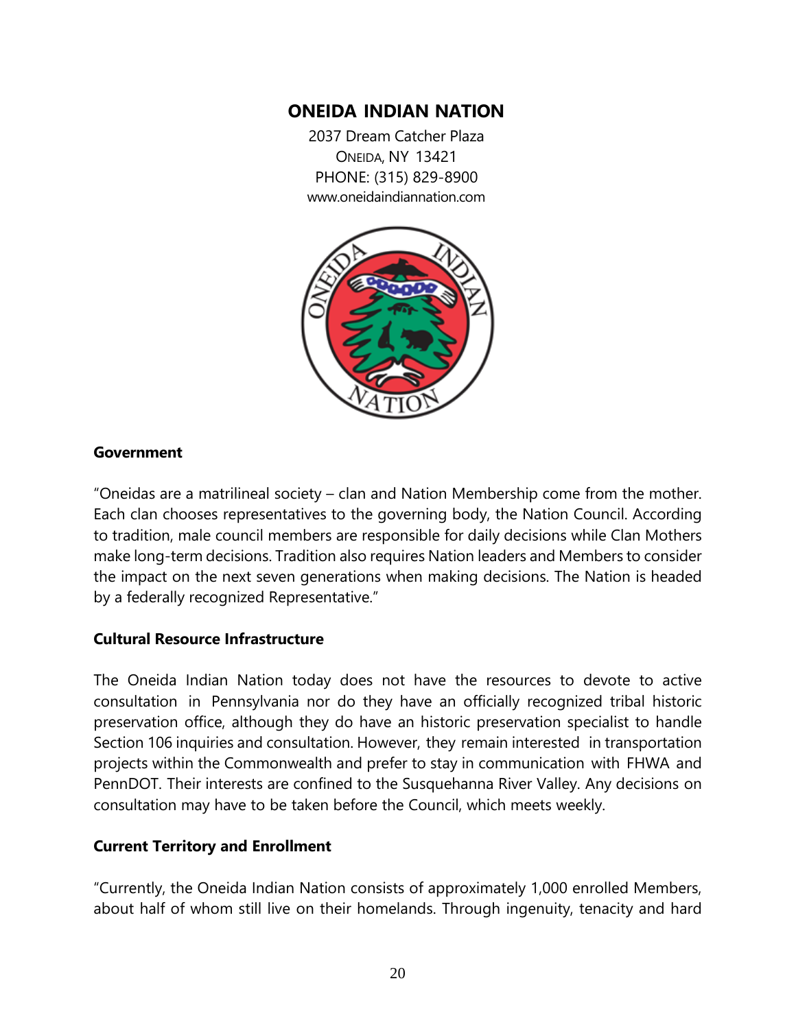## ONEIDA INDIAN NATION

2037 Dream Catcher Plaza
ONEIDA, NY 13421
PHONE: (315) 829-8900
www.oneidaindiannation.com

### Government

"Oneidas are a matrilineal society – clan and Nation Membership come from the mother. Each clan chooses representatives to the governing body, the Nation Council. According to tradition, male council members are responsible for daily decisions while Clan Mothers make long-term decisions. Tradition also requires Nation leaders and Members to consider the impact on the next seven generations when making decisions. The Nation is headed by a federally recognized Representative."

### Cultural Resource Infrastructure

The Oneida Indian Nation today does not have the resources to devote to active consultation in Pennsylvania nor do they have an officially recognized tribal historic preservation office, although they do have an historic preservation specialist to handle Section 106 inquiries and consultation. However, they remain interested in transportation projects within the Commonwealth and prefer to stay in communication with FHWA and PennDOT. Their interests are confined to the Susquehanna River Valley. Any decisions on consultation may have to be taken before the Council, which meets weekly.

### Current Territory and Enrollment

"Currently, the Oneida Indian Nation consists of approximately 1,000 enrolled Members, about half of whom still live on their homelands. Through ingenuity, tenacity and hard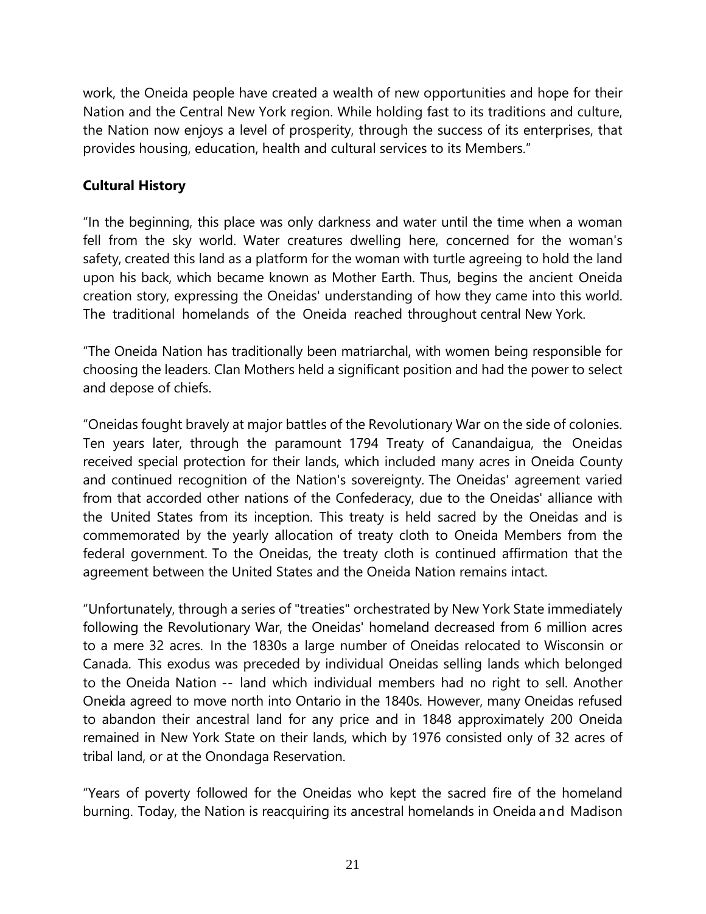work, the Oneida people have created a wealth of new opportunities and hope for their Nation and the Central New York region. While holding fast to its traditions and culture, the Nation now enjoys a level of prosperity, through the success of its enterprises, that provides housing, education, health and cultural services to its Members."

**Cultural History**

"In the beginning, this place was only darkness and water until the time when a woman fell from the sky world. Water creatures dwelling here, concerned for the woman's safety, created this land as a platform for the woman with turtle agreeing to hold the land upon his back, which became known as Mother Earth. Thus, begins the ancient Oneida creation story, expressing the Oneidas' understanding of how they came into this world. The traditional homelands of the Oneida reached throughout central New York.

"The Oneida Nation has traditionally been matriarchal, with women being responsible for choosing the leaders. Clan Mothers held a significant position and had the power to select and depose of chiefs.

"Oneidas fought bravely at major battles of the Revolutionary War on the side of colonies. Ten years later, through the paramount 1794 Treaty of Canandaigua, the Oneidas received special protection for their lands, which included many acres in Oneida County and continued recognition of the Nation's sovereignty. The Oneidas' agreement varied from that accorded other nations of the Confederacy, due to the Oneidas' alliance with the United States from its inception. This treaty is held sacred by the Oneidas and is commemorated by the yearly allocation of treaty cloth to Oneida Members from the federal government. To the Oneidas, the treaty cloth is continued affirmation that the agreement between the United States and the Oneida Nation remains intact.

"Unfortunately, through a series of "treaties" orchestrated by New York State immediately following the Revolutionary War, the Oneidas' homeland decreased from 6 million acres to a mere 32 acres. In the 1830s a large number of Oneidas relocated to Wisconsin or Canada. This exodus was preceded by individual Oneidas selling lands which belonged to the Oneida Nation -- land which individual members had no right to sell. Another Oneida agreed to move north into Ontario in the 1840s. However, many Oneidas refused to abandon their ancestral land for any price and in 1848 approximately 200 Oneida remained in New York State on their lands, which by 1976 consisted only of 32 acres of tribal land, or at the Onondaga Reservation.

"Years of poverty followed for the Oneidas who kept the sacred fire of the homeland burning. Today, the Nation is reacquiring its ancestral homelands in Oneida and Madison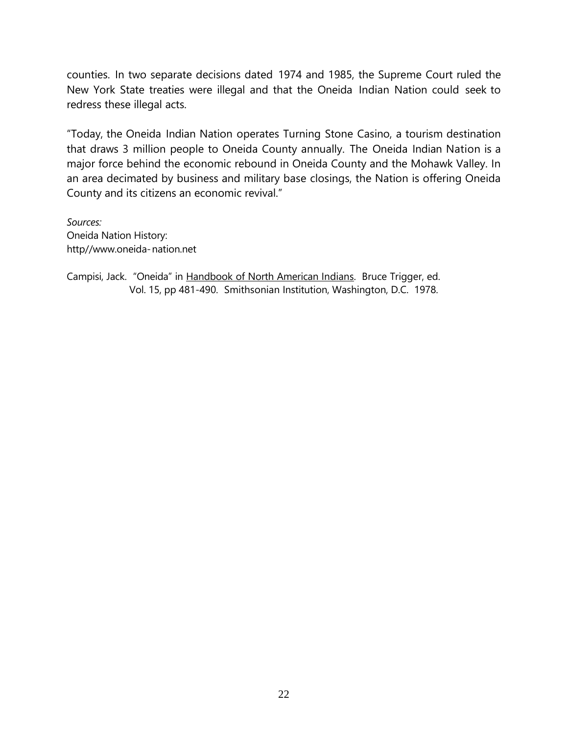counties. In two separate decisions dated 1974 and 1985, the Supreme Court ruled the New York State treaties were illegal and that the Oneida Indian Nation could seek to redress these illegal acts.

"Today, the Oneida Indian Nation operates Turning Stone Casino, a tourism destination that draws 3 million people to Oneida County annually. The Oneida Indian Nation is a major force behind the economic rebound in Oneida County and the Mohawk Valley. In an area decimated by business and military base closings, the Nation is offering Oneida County and its citizens an economic revival."

*Sources:*
Oneida Nation History:
http//www.oneida-nation.net

Campisi, Jack. "Oneida" in Handbook of North American Indians. Bruce Trigger, ed. Vol. 15, pp 481-490. Smithsonian Institution, Washington, D.C. 1978.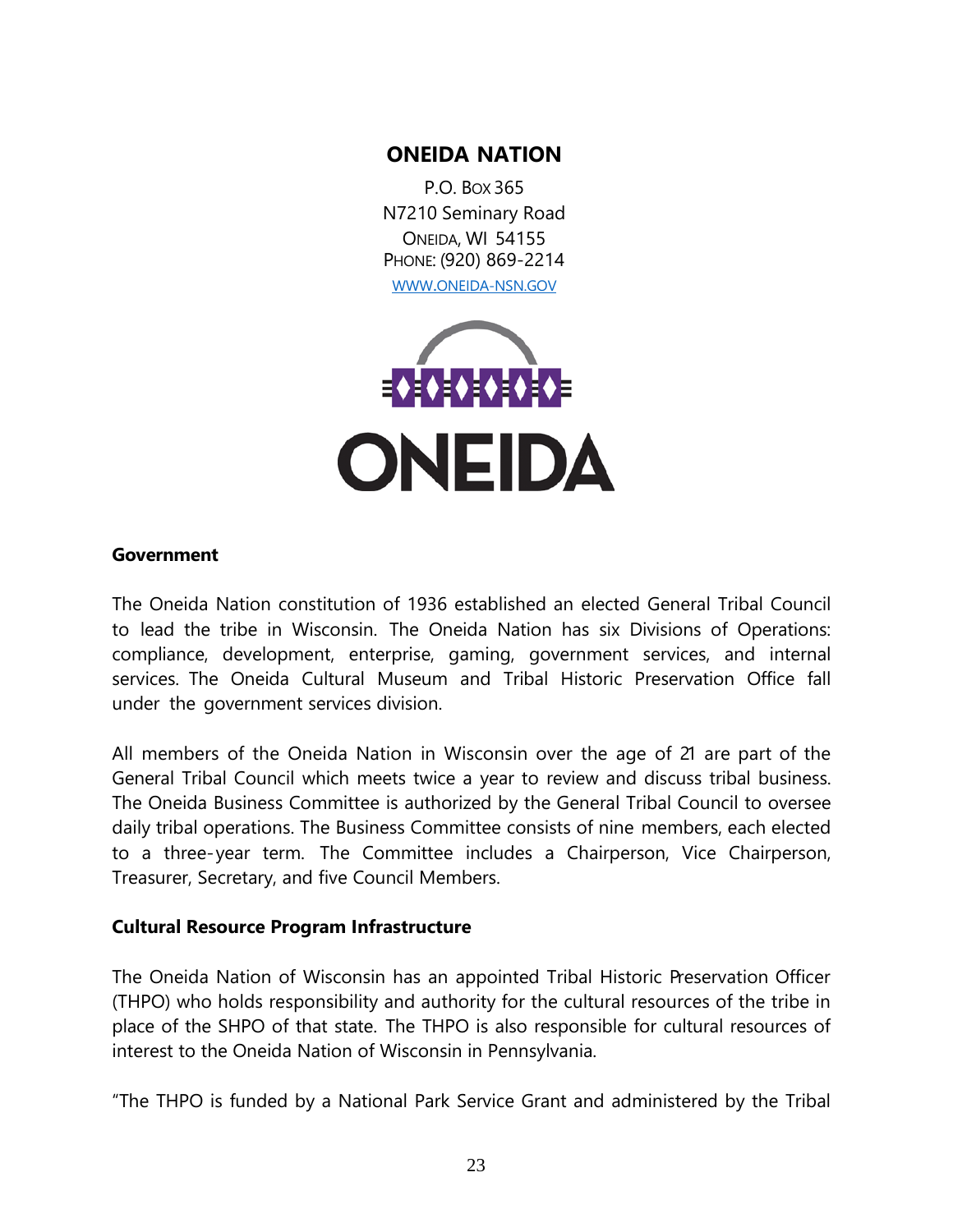## ONEIDA NATION

P.O. Box 365
N7210 Seminary Road
Oneida, WI 54155
Phone: (920) 869-2214
WWW.ONEIDA-NSN.GOV

**Government**

The Oneida Nation constitution of 1936 established an elected General Tribal Council to lead the tribe in Wisconsin. The Oneida Nation has six Divisions of Operations: compliance, development, enterprise, gaming, government services, and internal services. The Oneida Cultural Museum and Tribal Historic Preservation Office fall under the government services division.

All members of the Oneida Nation in Wisconsin over the age of 21 are part of the General Tribal Council which meets twice a year to review and discuss tribal business. The Oneida Business Committee is authorized by the General Tribal Council to oversee daily tribal operations. The Business Committee consists of nine members, each elected to a three-year term. The Committee includes a Chairperson, Vice Chairperson, Treasurer, Secretary, and five Council Members.

**Cultural Resource Program Infrastructure**

The Oneida Nation of Wisconsin has an appointed Tribal Historic Preservation Officer (THPO) who holds responsibility and authority for the cultural resources of the tribe in place of the SHPO of that state. The THPO is also responsible for cultural resources of interest to the Oneida Nation of Wisconsin in Pennsylvania.

"The THPO is funded by a National Park Service Grant and administered by the Tribal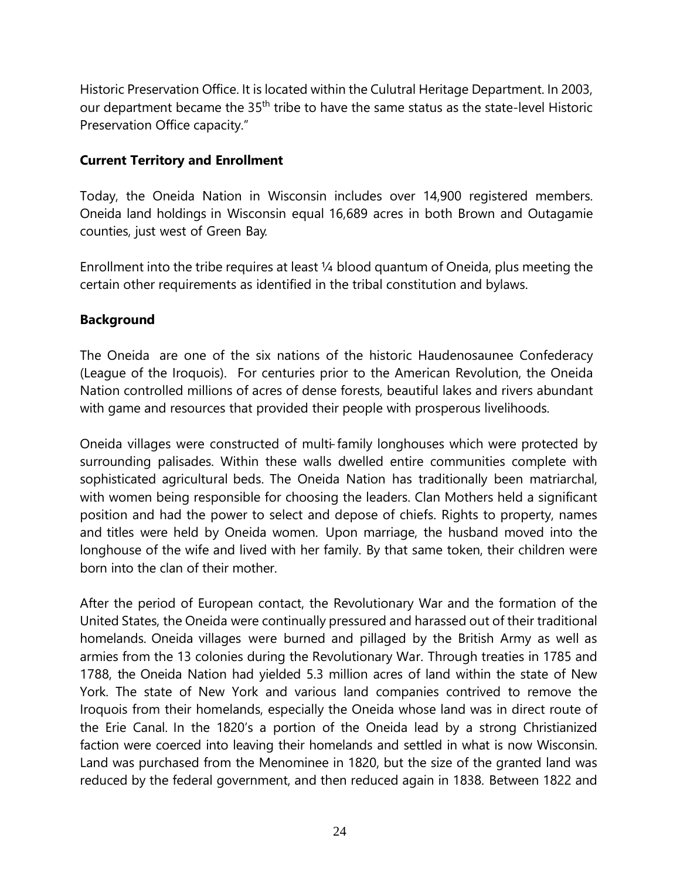Historic Preservation Office. It is located within the Culutral Heritage Department. In 2003, our department became the 35th tribe to have the same status as the state-level Historic Preservation Office capacity."

**Current Territory and Enrollment**

Today, the Oneida Nation in Wisconsin includes over 14,900 registered members. Oneida land holdings in Wisconsin equal 16,689 acres in both Brown and Outagamie counties, just west of Green Bay.

Enrollment into the tribe requires at least ¼ blood quantum of Oneida, plus meeting the certain other requirements as identified in the tribal constitution and bylaws.

**Background**

The Oneida are one of the six nations of the historic Haudenosaunee Confederacy (League of the Iroquois). For centuries prior to the American Revolution, the Oneida Nation controlled millions of acres of dense forests, beautiful lakes and rivers abundant with game and resources that provided their people with prosperous livelihoods.

Oneida villages were constructed of multi-family longhouses which were protected by surrounding palisades. Within these walls dwelled entire communities complete with sophisticated agricultural beds. The Oneida Nation has traditionally been matriarchal, with women being responsible for choosing the leaders. Clan Mothers held a significant position and had the power to select and depose of chiefs. Rights to property, names and titles were held by Oneida women. Upon marriage, the husband moved into the longhouse of the wife and lived with her family. By that same token, their children were born into the clan of their mother.

After the period of European contact, the Revolutionary War and the formation of the United States, the Oneida were continually pressured and harassed out of their traditional homelands. Oneida villages were burned and pillaged by the British Army as well as armies from the 13 colonies during the Revolutionary War. Through treaties in 1785 and 1788, the Oneida Nation had yielded 5.3 million acres of land within the state of New York. The state of New York and various land companies contrived to remove the Iroquois from their homelands, especially the Oneida whose land was in direct route of the Erie Canal. In the 1820's a portion of the Oneida lead by a strong Christianized faction were coerced into leaving their homelands and settled in what is now Wisconsin. Land was purchased from the Menominee in 1820, but the size of the granted land was reduced by the federal government, and then reduced again in 1838. Between 1822 and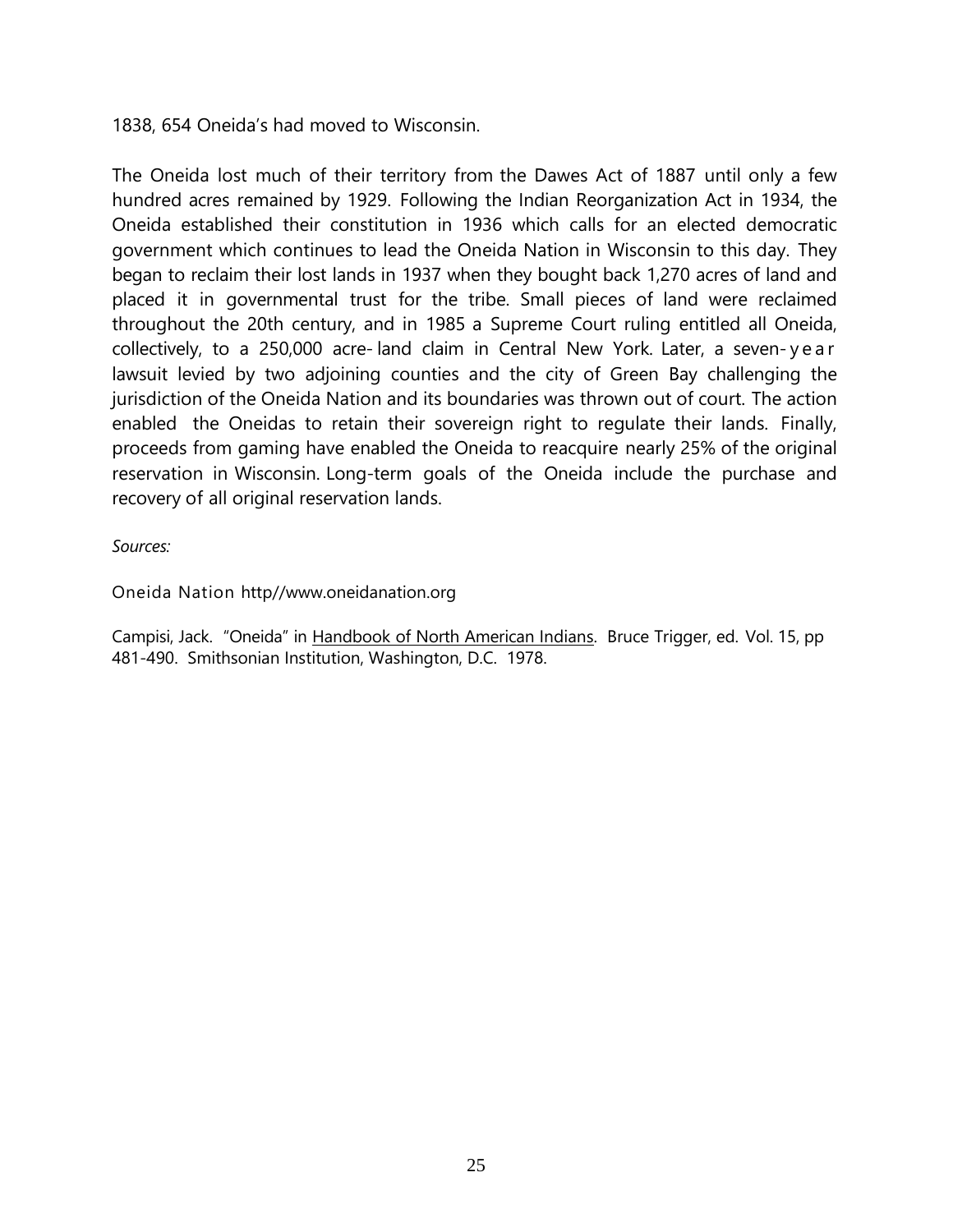1838, 654 Oneida's had moved to Wisconsin.

The Oneida lost much of their territory from the Dawes Act of 1887 until only a few hundred acres remained by 1929. Following the Indian Reorganization Act in 1934, the Oneida established their constitution in 1936 which calls for an elected democratic government which continues to lead the Oneida Nation in Wisconsin to this day. They began to reclaim their lost lands in 1937 when they bought back 1,270 acres of land and placed it in governmental trust for the tribe. Small pieces of land were reclaimed throughout the 20th century, and in 1985 a Supreme Court ruling entitled all Oneida, collectively, to a 250,000 acre- land claim in Central New York. Later, a seven-year lawsuit levied by two adjoining counties and the city of Green Bay challenging the jurisdiction of the Oneida Nation and its boundaries was thrown out of court. The action enabled the Oneidas to retain their sovereign right to regulate their lands. Finally, proceeds from gaming have enabled the Oneida to reacquire nearly 25% of the original reservation in Wisconsin. Long-term goals of the Oneida include the purchase and recovery of all original reservation lands.

*Sources:*

Oneida Nation http//www.oneidanation.org

Campisi, Jack. "Oneida" in Handbook of North American Indians. Bruce Trigger, ed. Vol. 15, pp 481-490. Smithsonian Institution, Washington, D.C. 1978.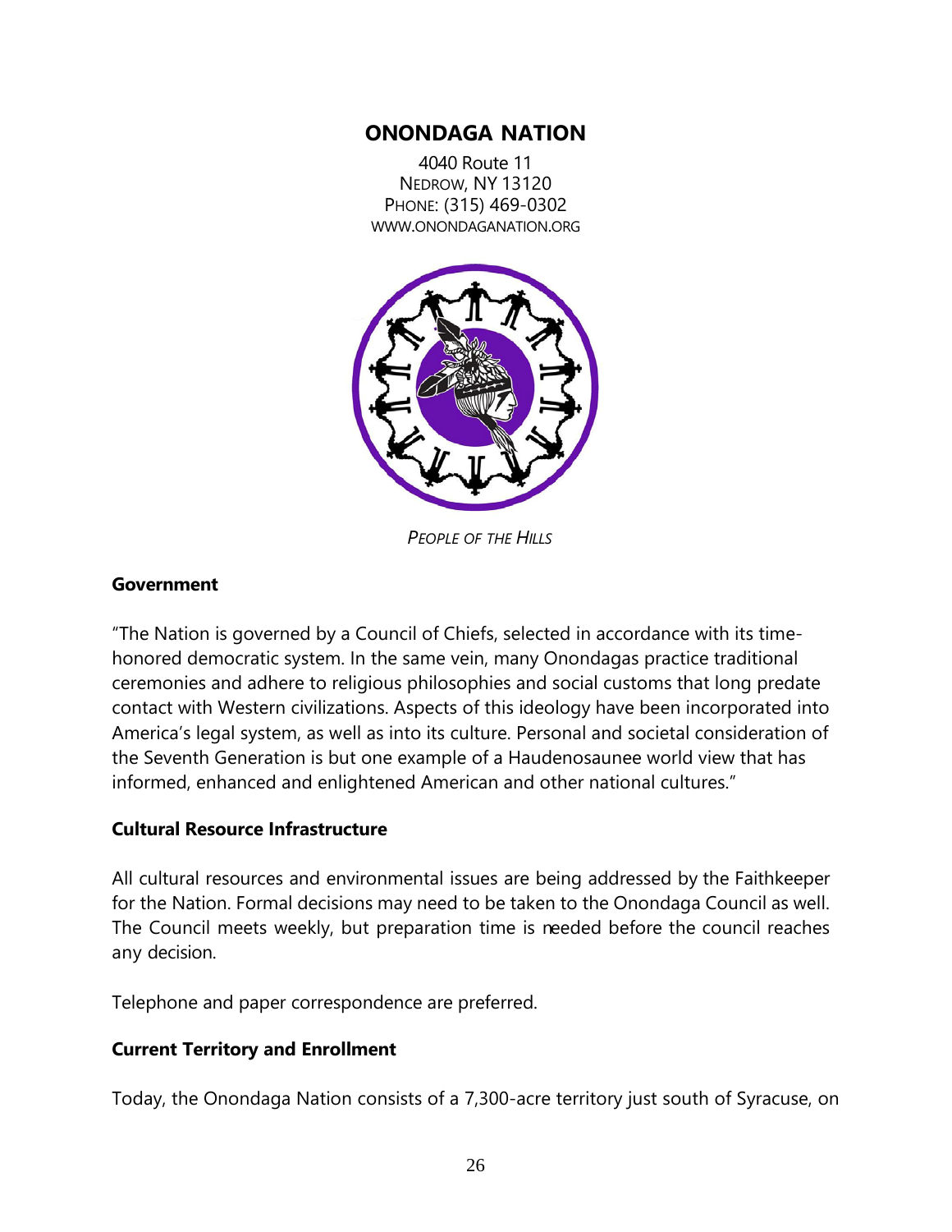## ONONDAGA NATION

4040 Route 11
NEDROW, NY 13120
PHONE: (315) 469-0302
WWW.ONONDAGANATION.ORG

*PEOPLE OF THE HILLS*

### Government

"The Nation is governed by a Council of Chiefs, selected in accordance with its time-honored democratic system. In the same vein, many Onondagas practice traditional ceremonies and adhere to religious philosophies and social customs that long predate contact with Western civilizations. Aspects of this ideology have been incorporated into America's legal system, as well as into its culture. Personal and societal consideration of the Seventh Generation is but one example of a Haudenosaunee world view that has informed, enhanced and enlightened American and other national cultures."

### Cultural Resource Infrastructure

All cultural resources and environmental issues are being addressed by the Faithkeeper for the Nation. Formal decisions may need to be taken to the Onondaga Council as well. The Council meets weekly, but preparation time is needed before the council reaches any decision.

Telephone and paper correspondence are preferred.

### Current Territory and Enrollment

Today, the Onondaga Nation consists of a 7,300-acre territory just south of Syracuse, on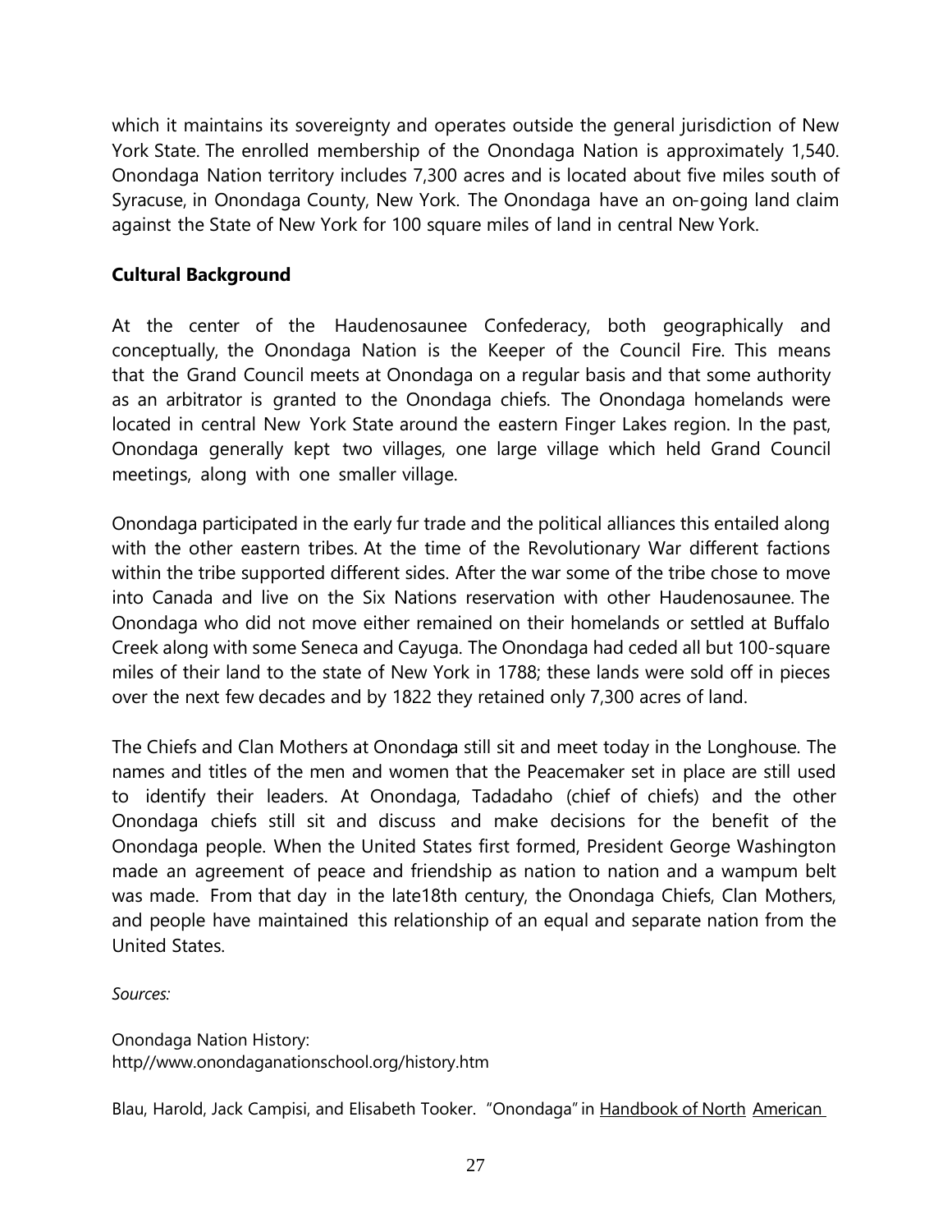which it maintains its sovereignty and operates outside the general jurisdiction of New York State. The enrolled membership of the Onondaga Nation is approximately 1,540. Onondaga Nation territory includes 7,300 acres and is located about five miles south of Syracuse, in Onondaga County, New York. The Onondaga have an on-going land claim against the State of New York for 100 square miles of land in central New York.

**Cultural Background**

At the center of the Haudenosaunee Confederacy, both geographically and conceptually, the Onondaga Nation is the Keeper of the Council Fire. This means that the Grand Council meets at Onondaga on a regular basis and that some authority as an arbitrator is granted to the Onondaga chiefs. The Onondaga homelands were located in central New York State around the eastern Finger Lakes region. In the past, Onondaga generally kept two villages, one large village which held Grand Council meetings, along with one smaller village.

Onondaga participated in the early fur trade and the political alliances this entailed along with the other eastern tribes. At the time of the Revolutionary War different factions within the tribe supported different sides. After the war some of the tribe chose to move into Canada and live on the Six Nations reservation with other Haudenosaunee. The Onondaga who did not move either remained on their homelands or settled at Buffalo Creek along with some Seneca and Cayuga. The Onondaga had ceded all but 100-square miles of their land to the state of New York in 1788; these lands were sold off in pieces over the next few decades and by 1822 they retained only 7,300 acres of land.

The Chiefs and Clan Mothers at Onondaga still sit and meet today in the Longhouse. The names and titles of the men and women that the Peacemaker set in place are still used to identify their leaders. At Onondaga, Tadadaho (chief of chiefs) and the other Onondaga chiefs still sit and discuss and make decisions for the benefit of the Onondaga people. When the United States first formed, President George Washington made an agreement of peace and friendship as nation to nation and a wampum belt was made. From that day in the late18th century, the Onondaga Chiefs, Clan Mothers, and people have maintained this relationship of an equal and separate nation from the United States.

*Sources:*

Onondaga Nation History:
http//www.onondaganationschool.org/history.htm

Blau, Harold, Jack Campisi, and Elisabeth Tooker. "Onondaga" in Handbook of North American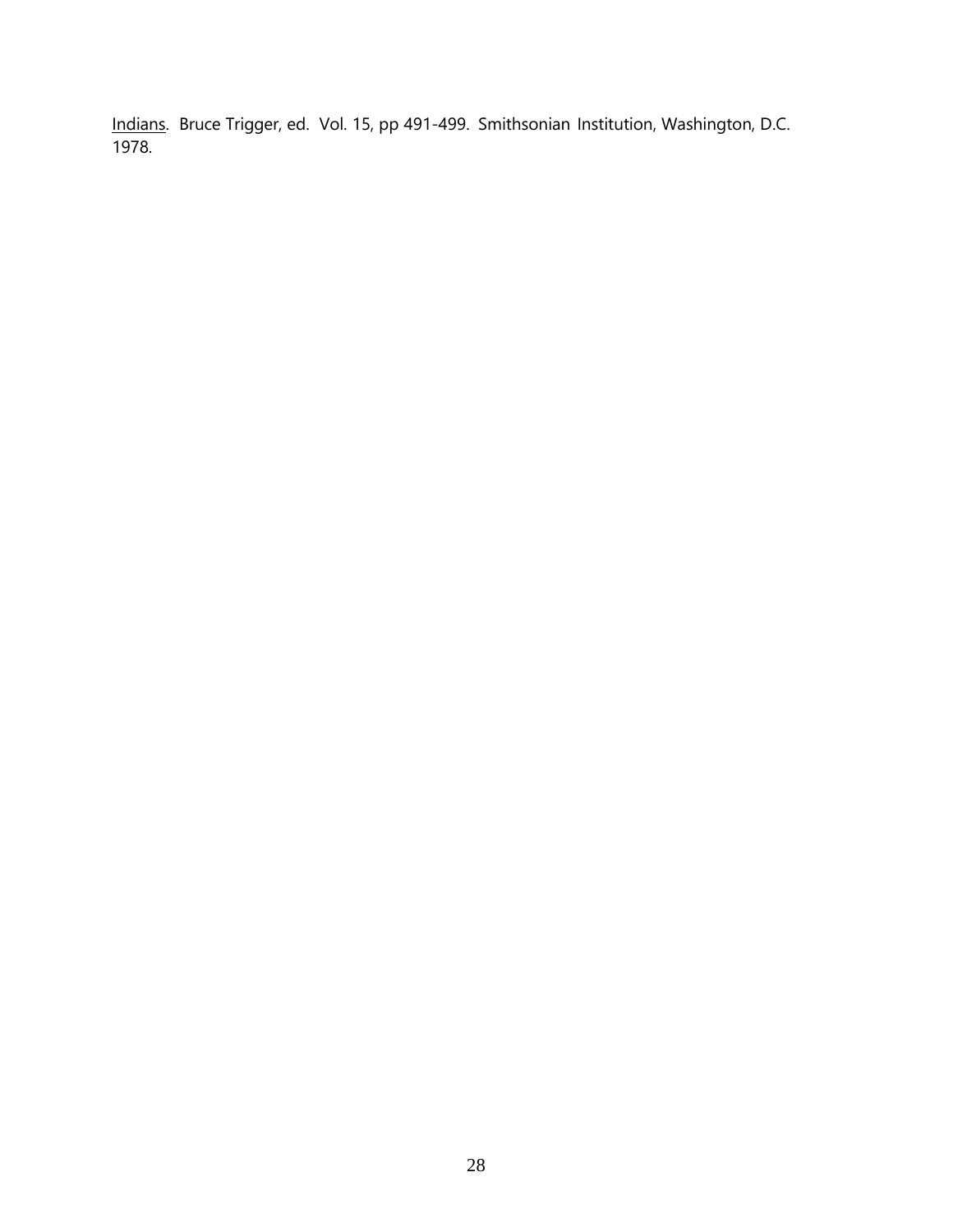Indians. Bruce Trigger, ed. Vol. 15, pp 491-499. Smithsonian Institution, Washington, D.C. 1978.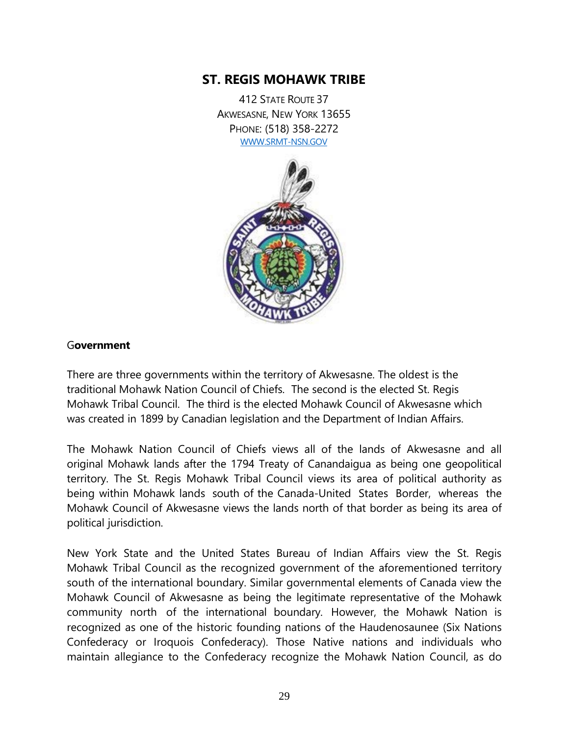## ST. REGIS MOHAWK TRIBE

412 STATE ROUTE 37
AKWESASNE, NEW YORK 13655
PHONE: (518) 358-2272
WWW.SRMT-NSN.GOV

**Government**

There are three governments within the territory of Akwesasne. The oldest is the traditional Mohawk Nation Council of Chiefs. The second is the elected St. Regis Mohawk Tribal Council. The third is the elected Mohawk Council of Akwesasne which was created in 1899 by Canadian legislation and the Department of Indian Affairs.

The Mohawk Nation Council of Chiefs views all of the lands of Akwesasne and all original Mohawk lands after the 1794 Treaty of Canandaigua as being one geopolitical territory. The St. Regis Mohawk Tribal Council views its area of political authority as being within Mohawk lands south of the Canada-United States Border, whereas the Mohawk Council of Akwesasne views the lands north of that border as being its area of political jurisdiction.

New York State and the United States Bureau of Indian Affairs view the St. Regis Mohawk Tribal Council as the recognized government of the aforementioned territory south of the international boundary. Similar governmental elements of Canada view the Mohawk Council of Akwesasne as being the legitimate representative of the Mohawk community north of the international boundary. However, the Mohawk Nation is recognized as one of the historic founding nations of the Haudenosaunee (Six Nations Confederacy or Iroquois Confederacy). Those Native nations and individuals who maintain allegiance to the Confederacy recognize the Mohawk Nation Council, as do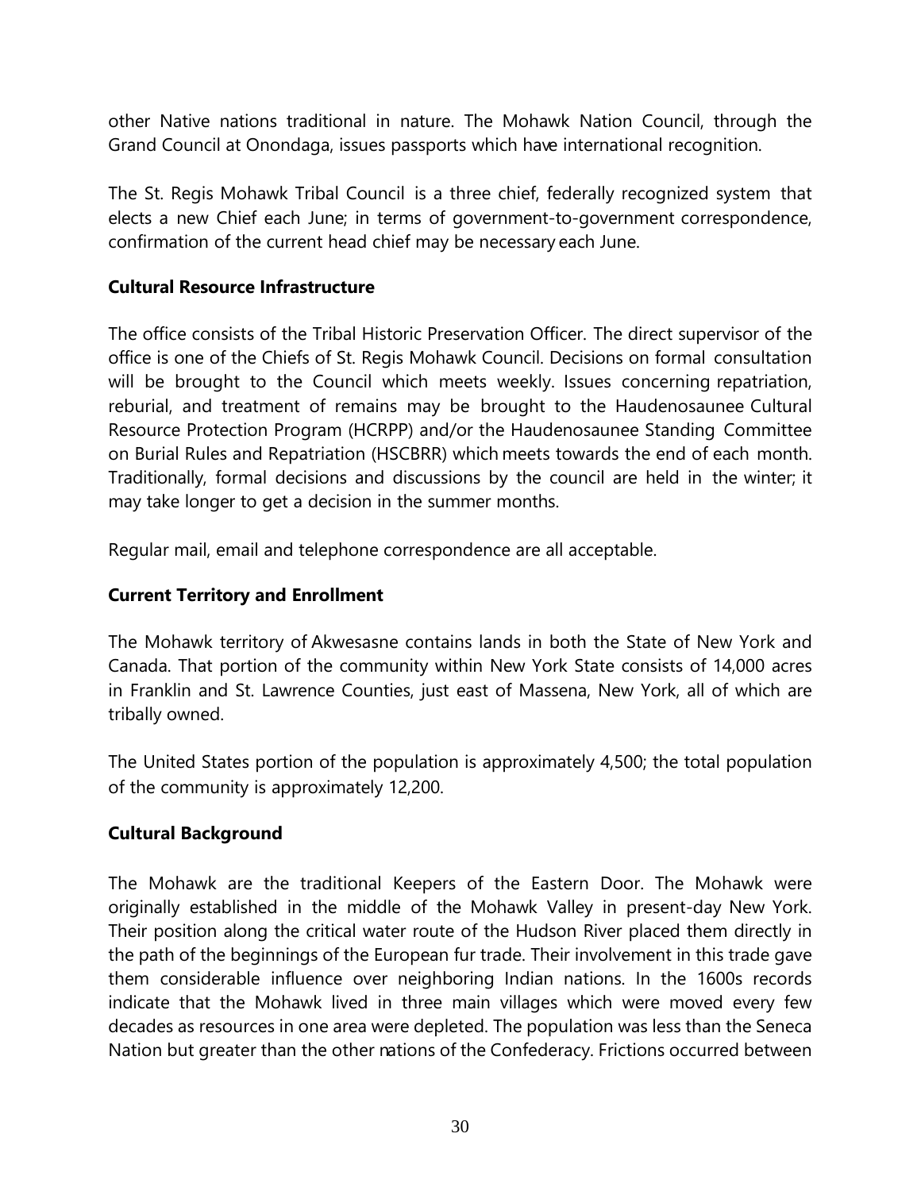other Native nations traditional in nature. The Mohawk Nation Council, through the Grand Council at Onondaga, issues passports which have international recognition.

The St. Regis Mohawk Tribal Council is a three chief, federally recognized system that elects a new Chief each June; in terms of government-to-government correspondence, confirmation of the current head chief may be necessary each June.

**Cultural Resource Infrastructure**

The office consists of the Tribal Historic Preservation Officer. The direct supervisor of the office is one of the Chiefs of St. Regis Mohawk Council. Decisions on formal consultation will be brought to the Council which meets weekly. Issues concerning repatriation, reburial, and treatment of remains may be brought to the Haudenosaunee Cultural Resource Protection Program (HCRPP) and/or the Haudenosaunee Standing Committee on Burial Rules and Repatriation (HSCBRR) which meets towards the end of each month. Traditionally, formal decisions and discussions by the council are held in the winter; it may take longer to get a decision in the summer months.

Regular mail, email and telephone correspondence are all acceptable.

**Current Territory and Enrollment**

The Mohawk territory of Akwesasne contains lands in both the State of New York and Canada. That portion of the community within New York State consists of 14,000 acres in Franklin and St. Lawrence Counties, just east of Massena, New York, all of which are tribally owned.

The United States portion of the population is approximately 4,500; the total population of the community is approximately 12,200.

**Cultural Background**

The Mohawk are the traditional Keepers of the Eastern Door. The Mohawk were originally established in the middle of the Mohawk Valley in present-day New York. Their position along the critical water route of the Hudson River placed them directly in the path of the beginnings of the European fur trade. Their involvement in this trade gave them considerable influence over neighboring Indian nations. In the 1600s records indicate that the Mohawk lived in three main villages which were moved every few decades as resources in one area were depleted. The population was less than the Seneca Nation but greater than the other nations of the Confederacy. Frictions occurred between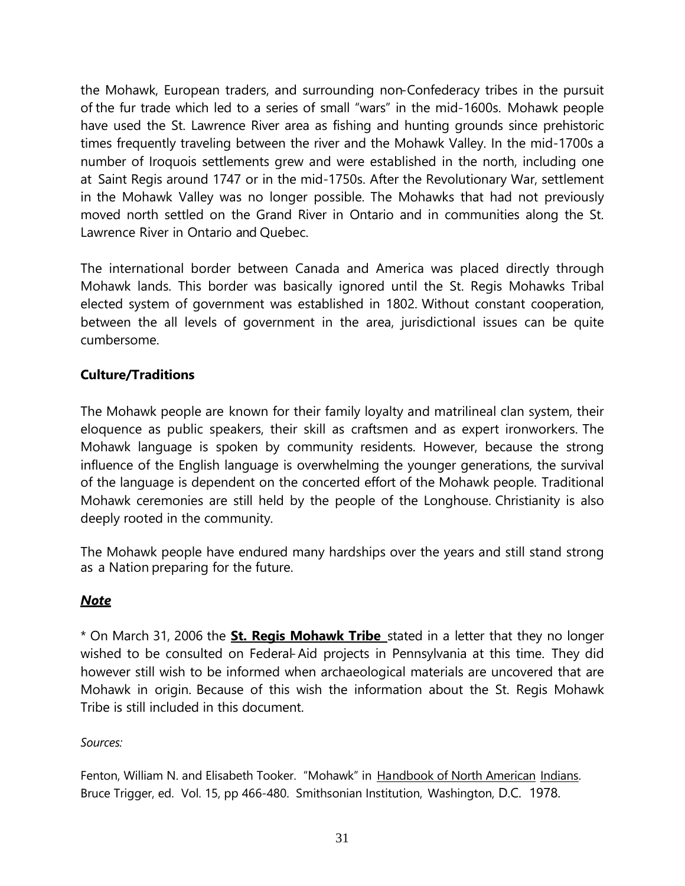the Mohawk, European traders, and surrounding non-Confederacy tribes in the pursuit of the fur trade which led to a series of small "wars" in the mid-1600s. Mohawk people have used the St. Lawrence River area as fishing and hunting grounds since prehistoric times frequently traveling between the river and the Mohawk Valley. In the mid-1700s a number of Iroquois settlements grew and were established in the north, including one at Saint Regis around 1747 or in the mid-1750s. After the Revolutionary War, settlement in the Mohawk Valley was no longer possible. The Mohawks that had not previously moved north settled on the Grand River in Ontario and in communities along the St. Lawrence River in Ontario and Quebec.

The international border between Canada and America was placed directly through Mohawk lands. This border was basically ignored until the St. Regis Mohawks Tribal elected system of government was established in 1802. Without constant cooperation, between the all levels of government in the area, jurisdictional issues can be quite cumbersome.

**Culture/Traditions**

The Mohawk people are known for their family loyalty and matrilineal clan system, their eloquence as public speakers, their skill as craftsmen and as expert ironworkers. The Mohawk language is spoken by community residents. However, because the strong influence of the English language is overwhelming the younger generations, the survival of the language is dependent on the concerted effort of the Mohawk people. Traditional Mohawk ceremonies are still held by the people of the Longhouse. Christianity is also deeply rooted in the community.

The Mohawk people have endured many hardships over the years and still stand strong as a Nation preparing for the future.

***Note***

* On March 31, 2006 the **St. Regis Mohawk Tribe** stated in a letter that they no longer wished to be consulted on Federal-Aid projects in Pennsylvania at this time. They did however still wish to be informed when archaeological materials are uncovered that are Mohawk in origin. Because of this wish the information about the St. Regis Mohawk Tribe is still included in this document.

*Sources:*

Fenton, William N. and Elisabeth Tooker. "Mohawk" in Handbook of North American Indians. Bruce Trigger, ed. Vol. 15, pp 466-480. Smithsonian Institution, Washington, D.C. 1978.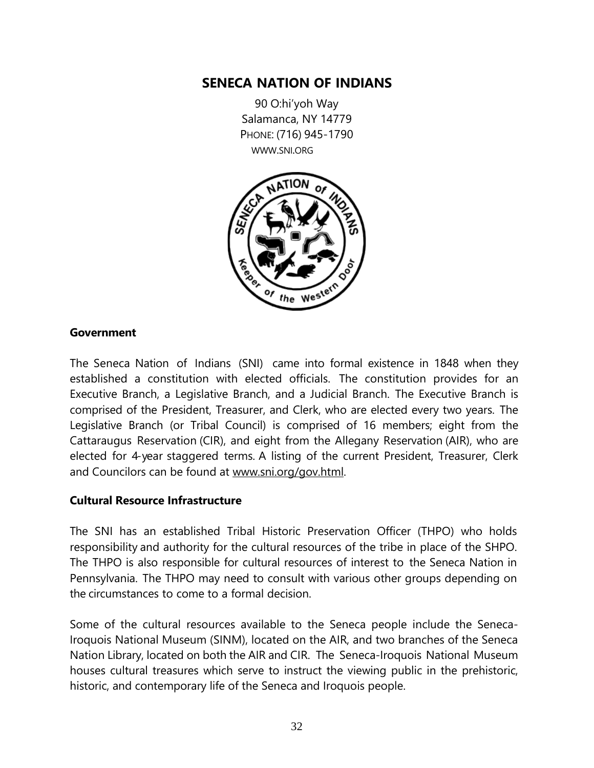## SENECA NATION OF INDIANS

90 O:hi'yoh Way
Salamanca, NY 14779
PHONE: (716) 945-1790
WWW.SNI.ORG

### Government

The Seneca Nation of Indians (SNI) came into formal existence in 1848 when they established a constitution with elected officials. The constitution provides for an Executive Branch, a Legislative Branch, and a Judicial Branch. The Executive Branch is comprised of the President, Treasurer, and Clerk, who are elected every two years. The Legislative Branch (or Tribal Council) is comprised of 16 members; eight from the Cattaraugus Reservation (CIR), and eight from the Allegany Reservation (AIR), who are elected for 4-year staggered terms. A listing of the current President, Treasurer, Clerk and Councilors can be found at www.sni.org/gov.html.

### Cultural Resource Infrastructure

The SNI has an established Tribal Historic Preservation Officer (THPO) who holds responsibility and authority for the cultural resources of the tribe in place of the SHPO. The THPO is also responsible for cultural resources of interest to the Seneca Nation in Pennsylvania. The THPO may need to consult with various other groups depending on the circumstances to come to a formal decision.

Some of the cultural resources available to the Seneca people include the Seneca-Iroquois National Museum (SINM), located on the AIR, and two branches of the Seneca Nation Library, located on both the AIR and CIR. The Seneca-Iroquois National Museum houses cultural treasures which serve to instruct the viewing public in the prehistoric, historic, and contemporary life of the Seneca and Iroquois people.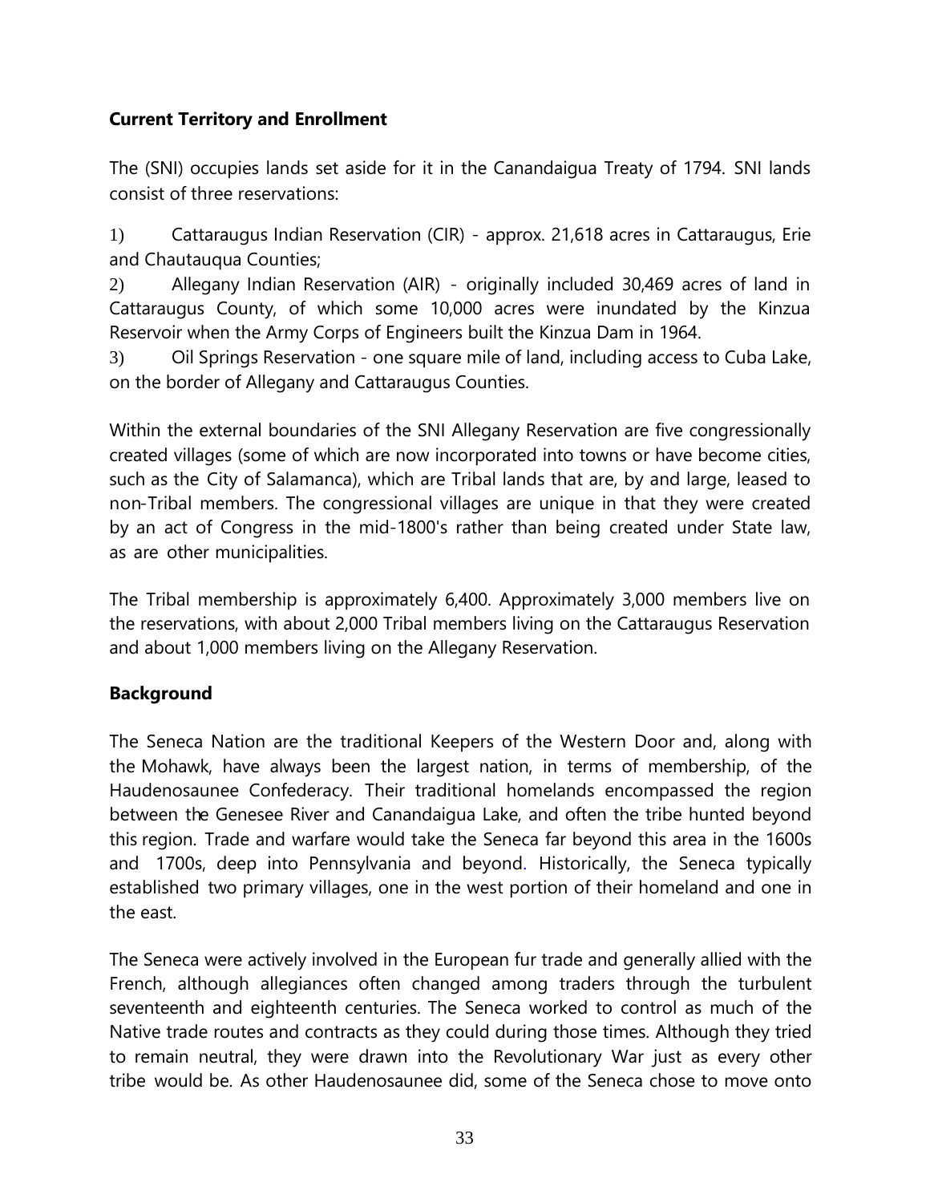**Current Territory and Enrollment**

The (SNI) occupies lands set aside for it in the Canandaigua Treaty of 1794. SNI lands consist of three reservations:

1) Cattaraugus Indian Reservation (CIR) - approx. 21,618 acres in Cattaraugus, Erie and Chautauqua Counties;

2) Allegany Indian Reservation (AIR) - originally included 30,469 acres of land in Cattaraugus County, of which some 10,000 acres were inundated by the Kinzua Reservoir when the Army Corps of Engineers built the Kinzua Dam in 1964.

3) Oil Springs Reservation - one square mile of land, including access to Cuba Lake, on the border of Allegany and Cattaraugus Counties.

Within the external boundaries of the SNI Allegany Reservation are five congressionally created villages (some of which are now incorporated into towns or have become cities, such as the City of Salamanca), which are Tribal lands that are, by and large, leased to non-Tribal members. The congressional villages are unique in that they were created by an act of Congress in the mid-1800's rather than being created under State law, as are other municipalities.

The Tribal membership is approximately 6,400. Approximately 3,000 members live on the reservations, with about 2,000 Tribal members living on the Cattaraugus Reservation and about 1,000 members living on the Allegany Reservation.

**Background**

The Seneca Nation are the traditional Keepers of the Western Door and, along with the Mohawk, have always been the largest nation, in terms of membership, of the Haudenosaunee Confederacy. Their traditional homelands encompassed the region between the Genesee River and Canandaigua Lake, and often the tribe hunted beyond this region. Trade and warfare would take the Seneca far beyond this area in the 1600s and 1700s, deep into Pennsylvania and beyond. Historically, the Seneca typically established two primary villages, one in the west portion of their homeland and one in the east.

The Seneca were actively involved in the European fur trade and generally allied with the French, although allegiances often changed among traders through the turbulent seventeenth and eighteenth centuries. The Seneca worked to control as much of the Native trade routes and contracts as they could during those times. Although they tried to remain neutral, they were drawn into the Revolutionary War just as every other tribe would be. As other Haudenosaunee did, some of the Seneca chose to move onto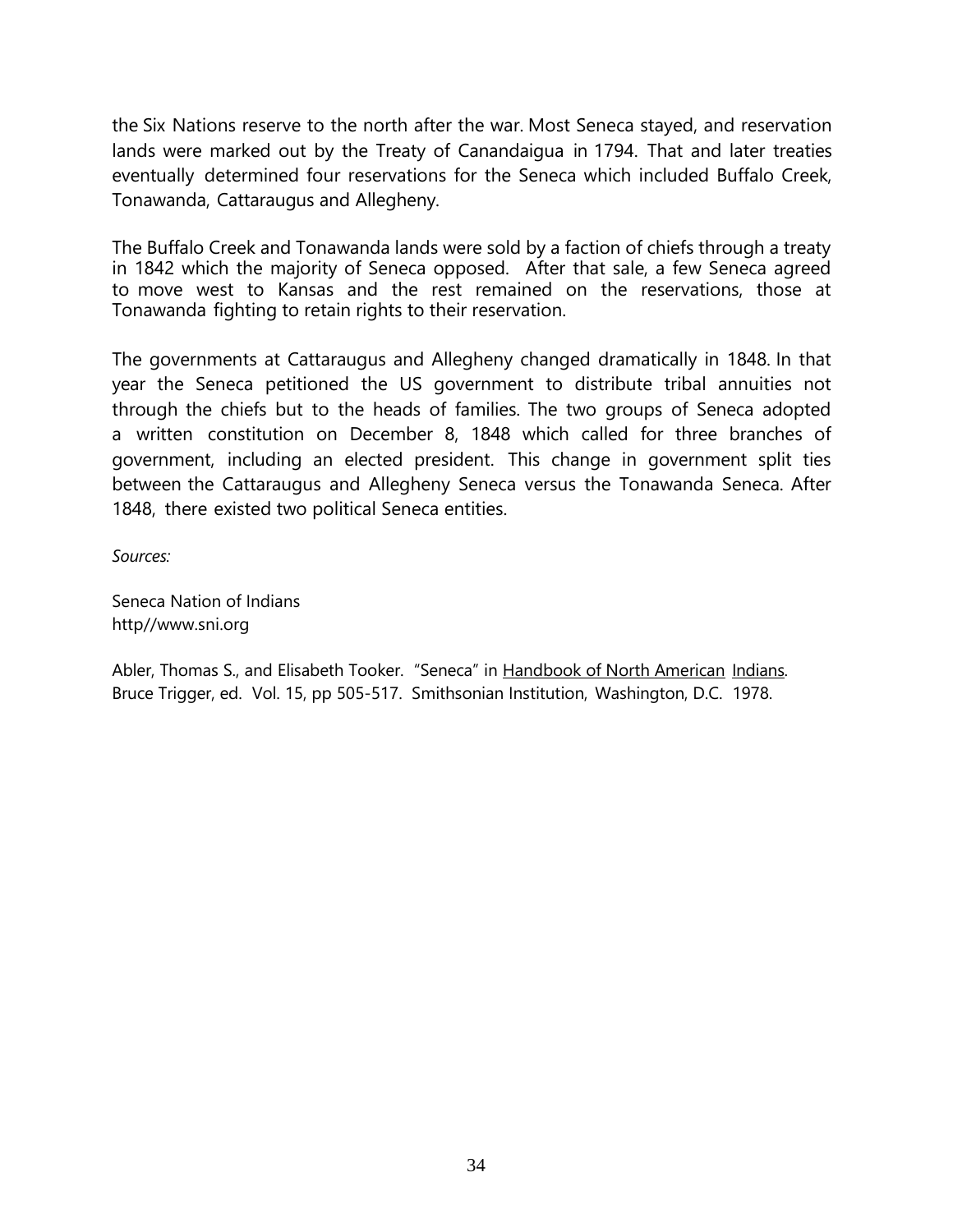the Six Nations reserve to the north after the war. Most Seneca stayed, and reservation lands were marked out by the Treaty of Canandaigua in 1794. That and later treaties eventually determined four reservations for the Seneca which included Buffalo Creek, Tonawanda, Cattaraugus and Allegheny.

The Buffalo Creek and Tonawanda lands were sold by a faction of chiefs through a treaty in 1842 which the majority of Seneca opposed. After that sale, a few Seneca agreed to move west to Kansas and the rest remained on the reservations, those at Tonawanda fighting to retain rights to their reservation.

The governments at Cattaraugus and Allegheny changed dramatically in 1848. In that year the Seneca petitioned the US government to distribute tribal annuities not through the chiefs but to the heads of families. The two groups of Seneca adopted a written constitution on December 8, 1848 which called for three branches of government, including an elected president. This change in government split ties between the Cattaraugus and Allegheny Seneca versus the Tonawanda Seneca. After 1848, there existed two political Seneca entities.

*Sources:*

Seneca Nation of Indians
http//www.sni.org

Abler, Thomas S., and Elisabeth Tooker. "Seneca" in Handbook of North American Indians. Bruce Trigger, ed. Vol. 15, pp 505-517. Smithsonian Institution, Washington, D.C. 1978.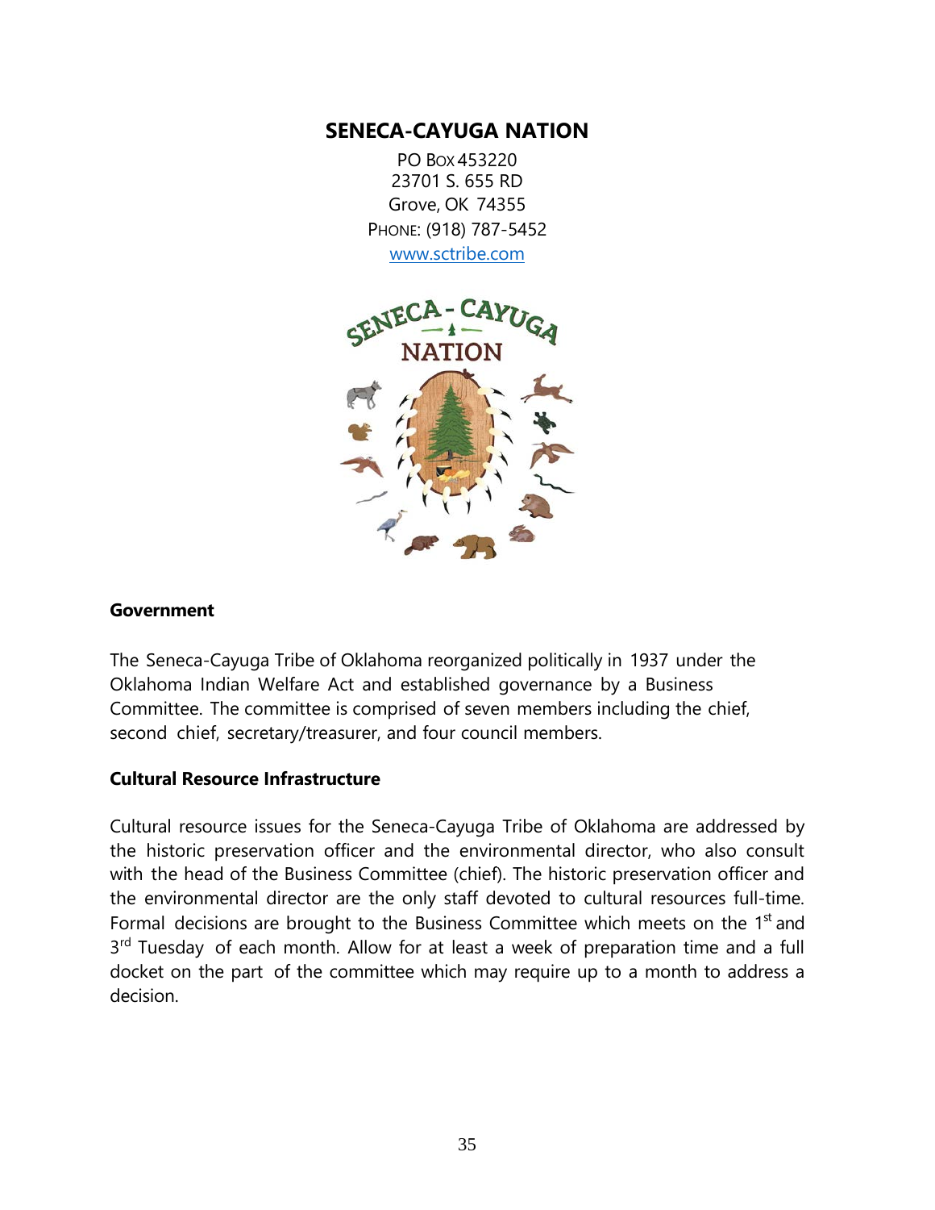# SENECA-CAYUGA NATION

PO Box 453220
23701 S. 655 RD
Grove, OK 74355
PHONE: (918) 787-5452
www.sctribe.com

## Government

The Seneca-Cayuga Tribe of Oklahoma reorganized politically in 1937 under the Oklahoma Indian Welfare Act and established governance by a Business Committee. The committee is comprised of seven members including the chief, second chief, secretary/treasurer, and four council members.

## Cultural Resource Infrastructure

Cultural resource issues for the Seneca-Cayuga Tribe of Oklahoma are addressed by the historic preservation officer and the environmental director, who also consult with the head of the Business Committee (chief). The historic preservation officer and the environmental director are the only staff devoted to cultural resources full-time. Formal decisions are brought to the Business Committee which meets on the 1st and 3rd Tuesday of each month. Allow for at least a week of preparation time and a full docket on the part of the committee which may require up to a month to address a decision.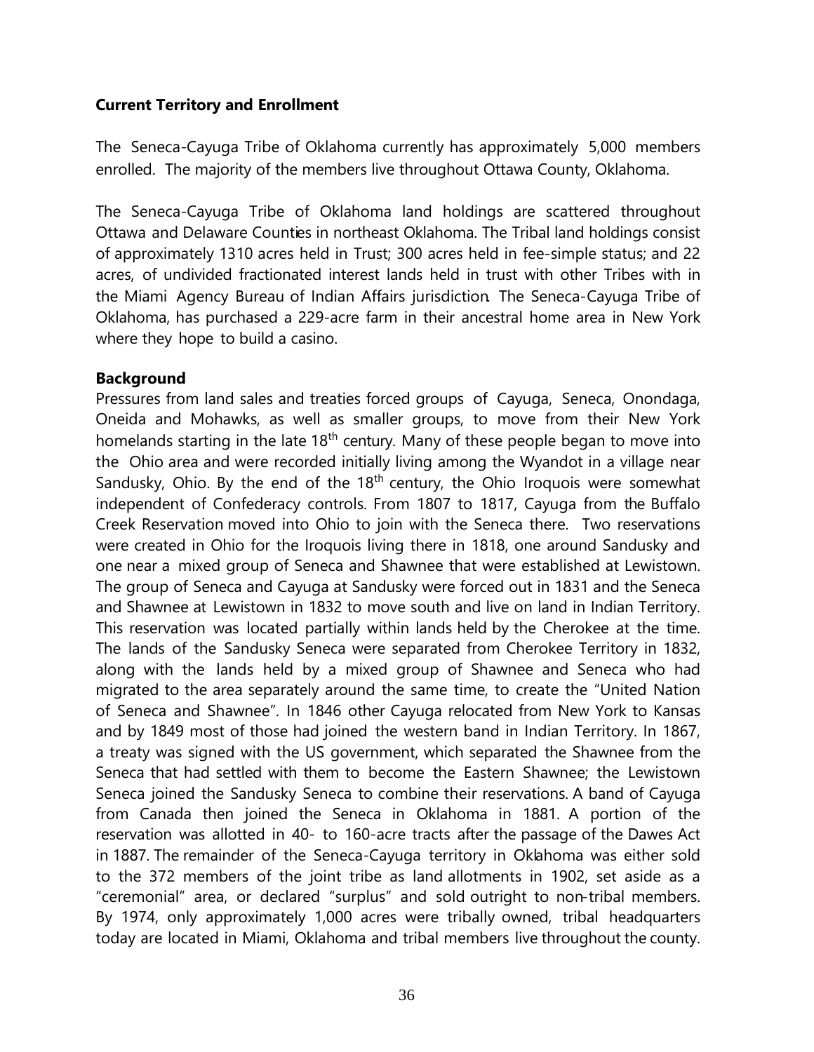**Current Territory and Enrollment**

The Seneca-Cayuga Tribe of Oklahoma currently has approximately 5,000 members enrolled. The majority of the members live throughout Ottawa County, Oklahoma.

The Seneca-Cayuga Tribe of Oklahoma land holdings are scattered throughout Ottawa and Delaware Counties in northeast Oklahoma. The Tribal land holdings consist of approximately 1310 acres held in Trust; 300 acres held in fee-simple status; and 22 acres, of undivided fractionated interest lands held in trust with other Tribes with in the Miami Agency Bureau of Indian Affairs jurisdiction. The Seneca-Cayuga Tribe of Oklahoma, has purchased a 229-acre farm in their ancestral home area in New York where they hope to build a casino.

**Background**

Pressures from land sales and treaties forced groups of Cayuga, Seneca, Onondaga, Oneida and Mohawks, as well as smaller groups, to move from their New York homelands starting in the late 18th century. Many of these people began to move into the Ohio area and were recorded initially living among the Wyandot in a village near Sandusky, Ohio. By the end of the 18th century, the Ohio Iroquois were somewhat independent of Confederacy controls. From 1807 to 1817, Cayuga from the Buffalo Creek Reservation moved into Ohio to join with the Seneca there. Two reservations were created in Ohio for the Iroquois living there in 1818, one around Sandusky and one near a mixed group of Seneca and Shawnee that were established at Lewistown. The group of Seneca and Cayuga at Sandusky were forced out in 1831 and the Seneca and Shawnee at Lewistown in 1832 to move south and live on land in Indian Territory. This reservation was located partially within lands held by the Cherokee at the time. The lands of the Sandusky Seneca were separated from Cherokee Territory in 1832, along with the lands held by a mixed group of Shawnee and Seneca who had migrated to the area separately around the same time, to create the "United Nation of Seneca and Shawnee". In 1846 other Cayuga relocated from New York to Kansas and by 1849 most of those had joined the western band in Indian Territory. In 1867, a treaty was signed with the US government, which separated the Shawnee from the Seneca that had settled with them to become the Eastern Shawnee; the Lewistown Seneca joined the Sandusky Seneca to combine their reservations. A band of Cayuga from Canada then joined the Seneca in Oklahoma in 1881. A portion of the reservation was allotted in 40- to 160-acre tracts after the passage of the Dawes Act in 1887. The remainder of the Seneca-Cayuga territory in Oklahoma was either sold to the 372 members of the joint tribe as land allotments in 1902, set aside as a "ceremonial" area, or declared "surplus" and sold outright to non-tribal members. By 1974, only approximately 1,000 acres were tribally owned, tribal headquarters today are located in Miami, Oklahoma and tribal members live throughout the county.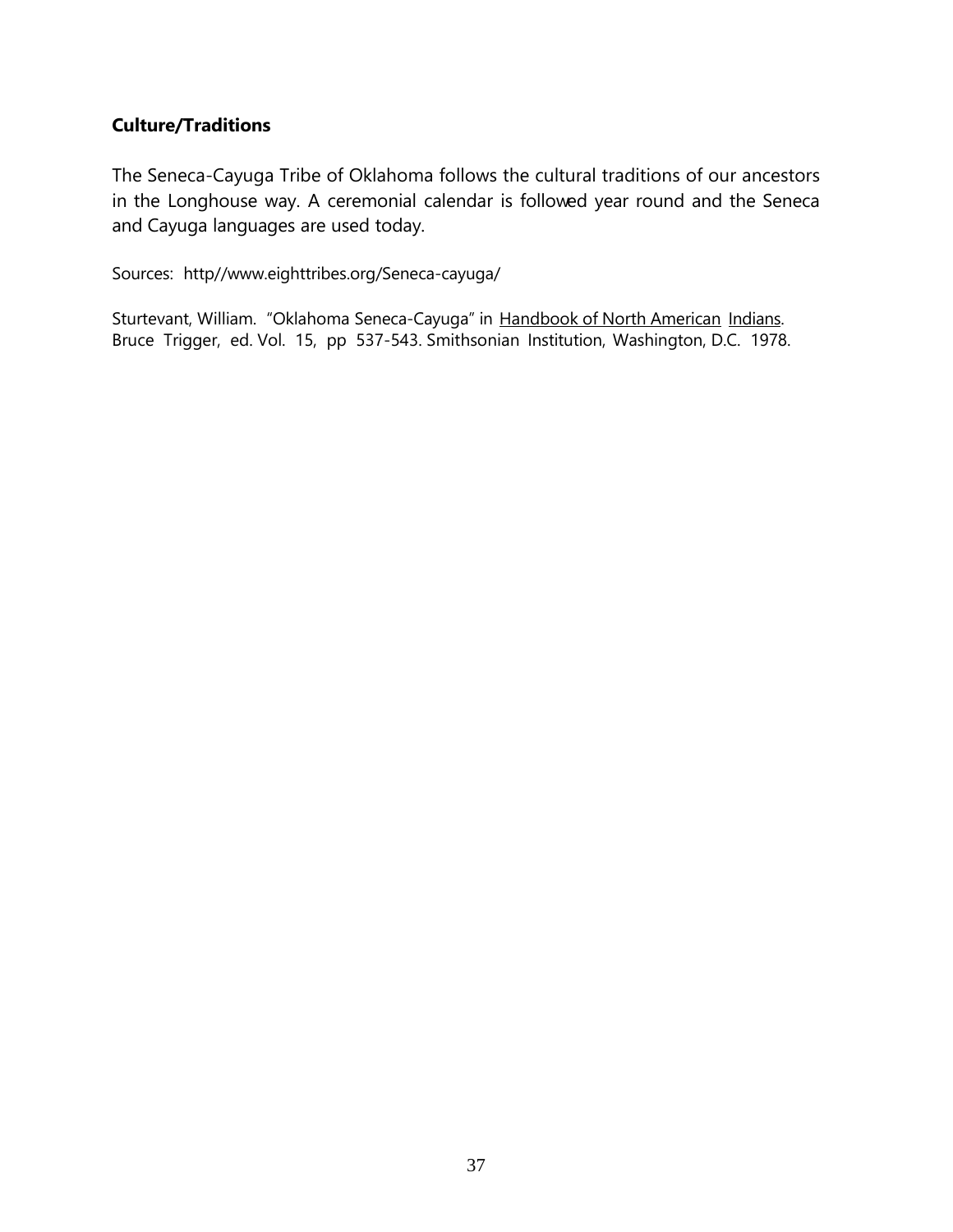**Culture/Traditions**

The Seneca-Cayuga Tribe of Oklahoma follows the cultural traditions of our ancestors in the Longhouse way. A ceremonial calendar is followed year round and the Seneca and Cayuga languages are used today.

Sources: http//www.eighttribes.org/Seneca-cayuga/

Sturtevant, William. "Oklahoma Seneca-Cayuga" in Handbook of North American Indians. Bruce Trigger, ed. Vol. 15, pp 537-543. Smithsonian Institution, Washington, D.C. 1978.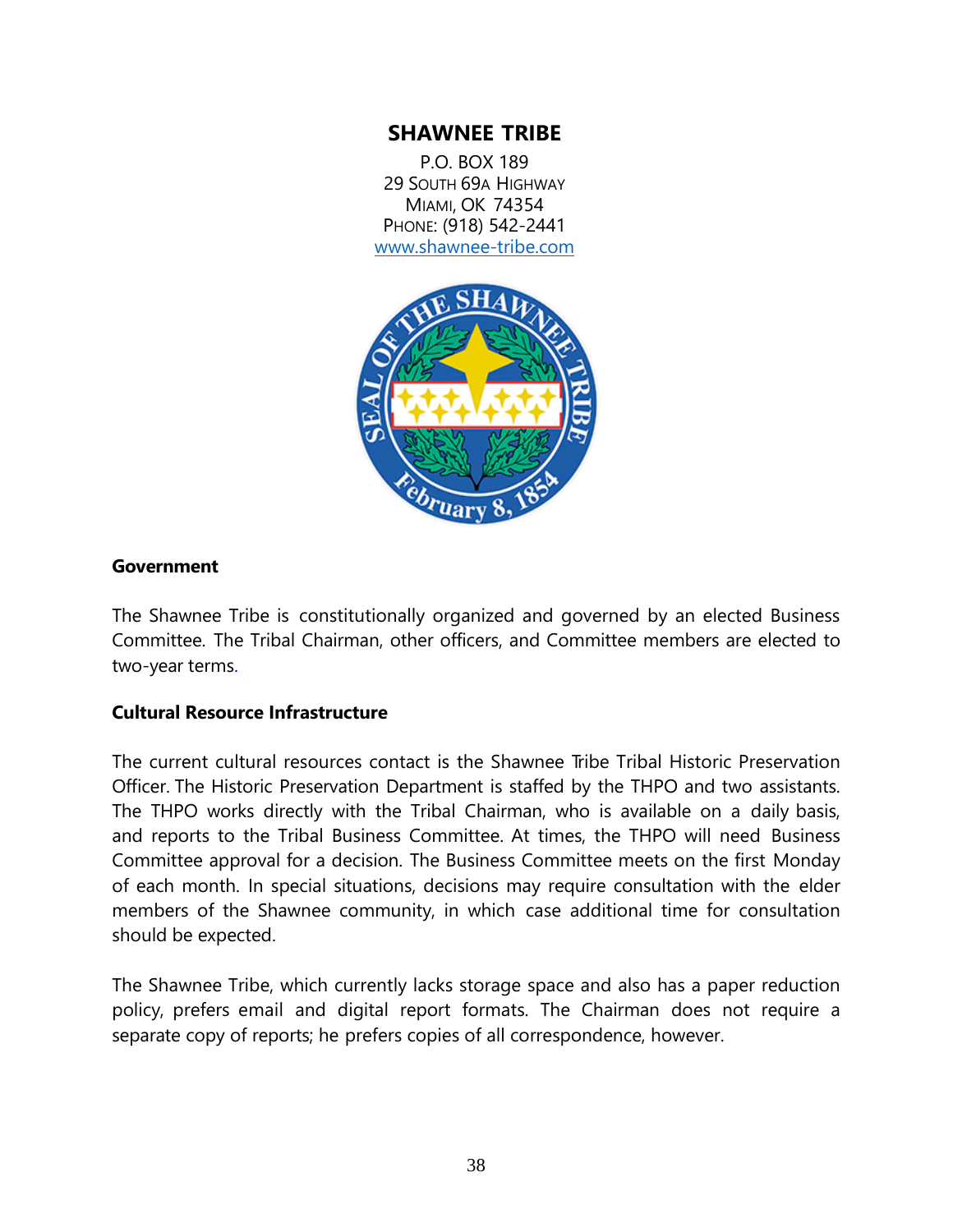# SHAWNEE TRIBE

P.O. BOX 189
29 SOUTH 69A HIGHWAY
MIAMI, OK 74354
PHONE: (918) 542-2441
www.shawnee-tribe.com

**Government**

The Shawnee Tribe is constitutionally organized and governed by an elected Business Committee. The Tribal Chairman, other officers, and Committee members are elected to two-year terms.

**Cultural Resource Infrastructure**

The current cultural resources contact is the Shawnee Tribe Tribal Historic Preservation Officer. The Historic Preservation Department is staffed by the THPO and two assistants. The THPO works directly with the Tribal Chairman, who is available on a daily basis, and reports to the Tribal Business Committee. At times, the THPO will need Business Committee approval for a decision. The Business Committee meets on the first Monday of each month. In special situations, decisions may require consultation with the elder members of the Shawnee community, in which case additional time for consultation should be expected.

The Shawnee Tribe, which currently lacks storage space and also has a paper reduction policy, prefers email and digital report formats. The Chairman does not require a separate copy of reports; he prefers copies of all correspondence, however.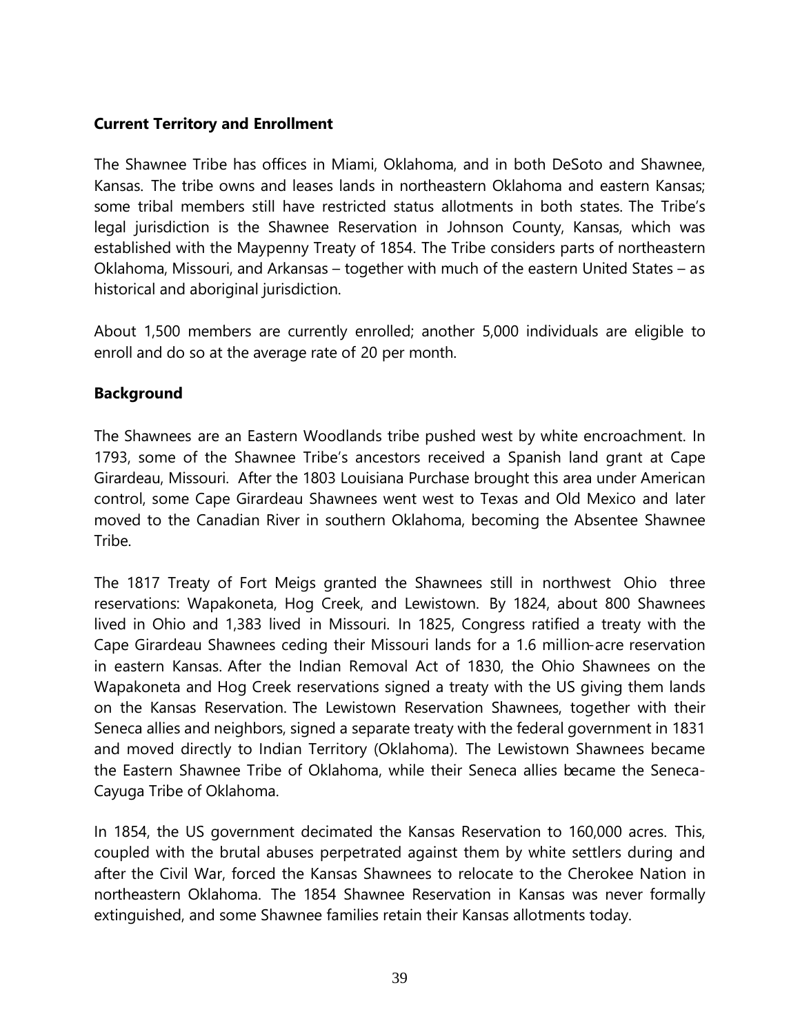**Current Territory and Enrollment**

The Shawnee Tribe has offices in Miami, Oklahoma, and in both DeSoto and Shawnee, Kansas. The tribe owns and leases lands in northeastern Oklahoma and eastern Kansas; some tribal members still have restricted status allotments in both states. The Tribe's legal jurisdiction is the Shawnee Reservation in Johnson County, Kansas, which was established with the Maypenny Treaty of 1854. The Tribe considers parts of northeastern Oklahoma, Missouri, and Arkansas – together with much of the eastern United States – as historical and aboriginal jurisdiction.

About 1,500 members are currently enrolled; another 5,000 individuals are eligible to enroll and do so at the average rate of 20 per month.

**Background**

The Shawnees are an Eastern Woodlands tribe pushed west by white encroachment. In 1793, some of the Shawnee Tribe's ancestors received a Spanish land grant at Cape Girardeau, Missouri. After the 1803 Louisiana Purchase brought this area under American control, some Cape Girardeau Shawnees went west to Texas and Old Mexico and later moved to the Canadian River in southern Oklahoma, becoming the Absentee Shawnee Tribe.

The 1817 Treaty of Fort Meigs granted the Shawnees still in northwest Ohio three reservations: Wapakoneta, Hog Creek, and Lewistown. By 1824, about 800 Shawnees lived in Ohio and 1,383 lived in Missouri. In 1825, Congress ratified a treaty with the Cape Girardeau Shawnees ceding their Missouri lands for a 1.6 million-acre reservation in eastern Kansas. After the Indian Removal Act of 1830, the Ohio Shawnees on the Wapakoneta and Hog Creek reservations signed a treaty with the US giving them lands on the Kansas Reservation. The Lewistown Reservation Shawnees, together with their Seneca allies and neighbors, signed a separate treaty with the federal government in 1831 and moved directly to Indian Territory (Oklahoma). The Lewistown Shawnees became the Eastern Shawnee Tribe of Oklahoma, while their Seneca allies became the Seneca-Cayuga Tribe of Oklahoma.

In 1854, the US government decimated the Kansas Reservation to 160,000 acres. This, coupled with the brutal abuses perpetrated against them by white settlers during and after the Civil War, forced the Kansas Shawnees to relocate to the Cherokee Nation in northeastern Oklahoma. The 1854 Shawnee Reservation in Kansas was never formally extinguished, and some Shawnee families retain their Kansas allotments today.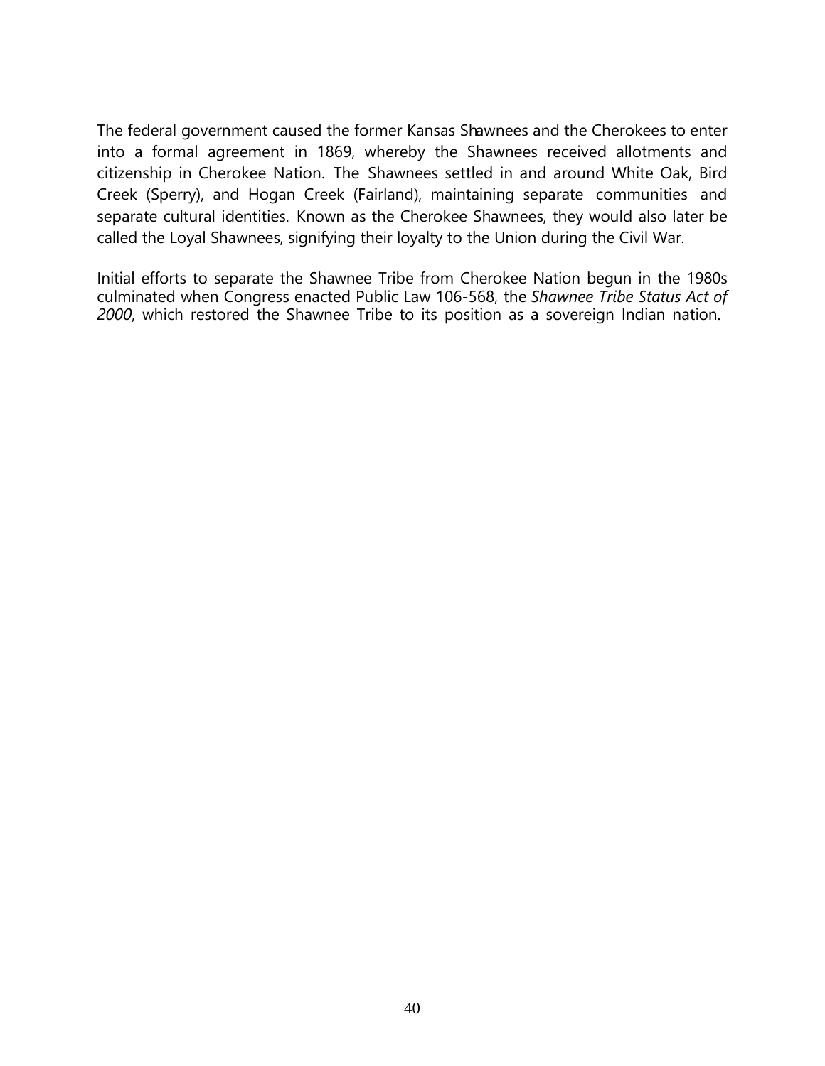The federal government caused the former Kansas Shawnees and the Cherokees to enter into a formal agreement in 1869, whereby the Shawnees received allotments and citizenship in Cherokee Nation. The Shawnees settled in and around White Oak, Bird Creek (Sperry), and Hogan Creek (Fairland), maintaining separate communities and separate cultural identities. Known as the Cherokee Shawnees, they would also later be called the Loyal Shawnees, signifying their loyalty to the Union during the Civil War.

Initial efforts to separate the Shawnee Tribe from Cherokee Nation begun in the 1980s culminated when Congress enacted Public Law 106-568, the *Shawnee Tribe Status Act of 2000*, which restored the Shawnee Tribe to its position as a sovereign Indian nation.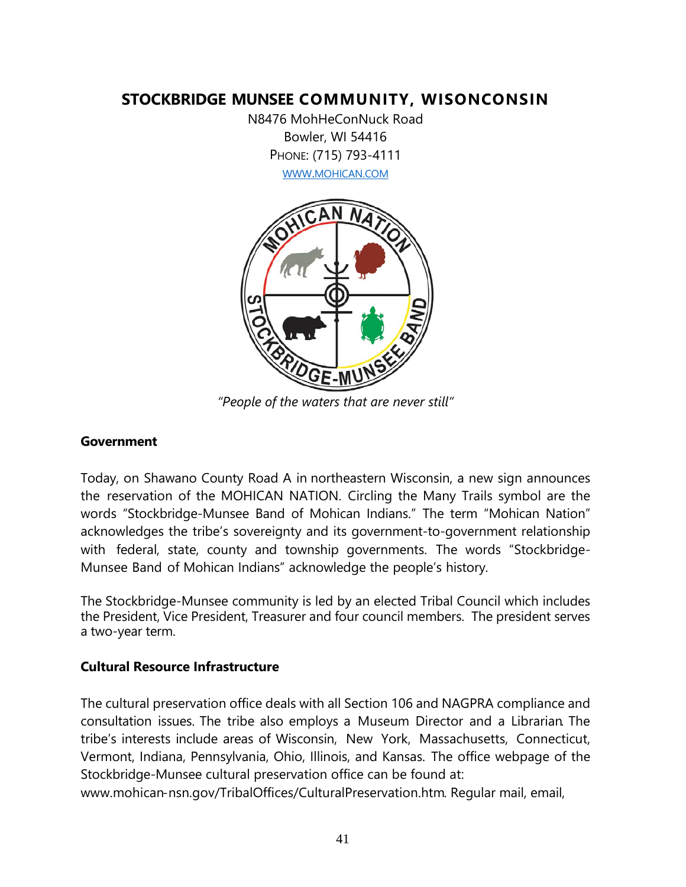## STOCKBRIDGE MUNSEE COMMUNITY, WISONCONSIN

N8476 MohHeConNuck Road
Bowler, WI 54416
PHONE: (715) 793-4111
WWW.MOHICAN.COM

*"People of the waters that are never still"*

### Government

Today, on Shawano County Road A in northeastern Wisconsin, a new sign announces the reservation of the MOHICAN NATION. Circling the Many Trails symbol are the words "Stockbridge-Munsee Band of Mohican Indians." The term "Mohican Nation" acknowledges the tribe's sovereignty and its government-to-government relationship with federal, state, county and township governments. The words "Stockbridge-Munsee Band of Mohican Indians" acknowledge the people's history.

The Stockbridge-Munsee community is led by an elected Tribal Council which includes the President, Vice President, Treasurer and four council members. The president serves a two-year term.

### Cultural Resource Infrastructure

The cultural preservation office deals with all Section 106 and NAGPRA compliance and consultation issues. The tribe also employs a Museum Director and a Librarian. The tribe's interests include areas of Wisconsin, New York, Massachusetts, Connecticut, Vermont, Indiana, Pennsylvania, Ohio, Illinois, and Kansas. The office webpage of the Stockbridge-Munsee cultural preservation office can be found at:
www.mohican-nsn.gov/TribalOffices/CulturalPreservation.htm. Regular mail, email,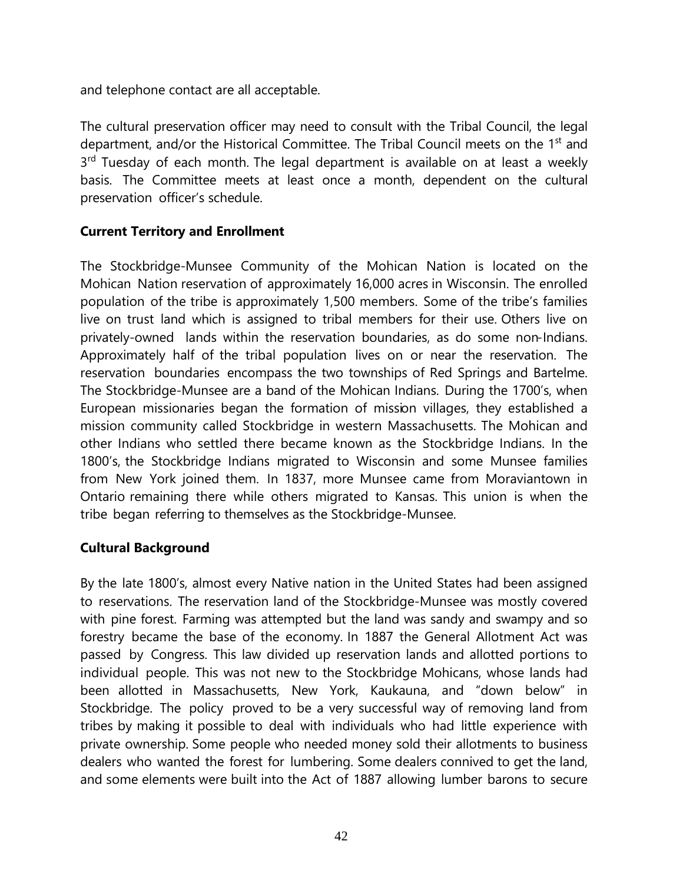and telephone contact are all acceptable.

The cultural preservation officer may need to consult with the Tribal Council, the legal department, and/or the Historical Committee. The Tribal Council meets on the 1st and 3rd Tuesday of each month. The legal department is available on at least a weekly basis. The Committee meets at least once a month, dependent on the cultural preservation officer's schedule.

**Current Territory and Enrollment**

The Stockbridge-Munsee Community of the Mohican Nation is located on the Mohican Nation reservation of approximately 16,000 acres in Wisconsin. The enrolled population of the tribe is approximately 1,500 members. Some of the tribe's families live on trust land which is assigned to tribal members for their use. Others live on privately-owned lands within the reservation boundaries, as do some non-Indians. Approximately half of the tribal population lives on or near the reservation. The reservation boundaries encompass the two townships of Red Springs and Bartelme. The Stockbridge-Munsee are a band of the Mohican Indians. During the 1700's, when European missionaries began the formation of mission villages, they established a mission community called Stockbridge in western Massachusetts. The Mohican and other Indians who settled there became known as the Stockbridge Indians. In the 1800's, the Stockbridge Indians migrated to Wisconsin and some Munsee families from New York joined them. In 1837, more Munsee came from Moraviantown in Ontario remaining there while others migrated to Kansas. This union is when the tribe began referring to themselves as the Stockbridge-Munsee.

**Cultural Background**

By the late 1800's, almost every Native nation in the United States had been assigned to reservations. The reservation land of the Stockbridge-Munsee was mostly covered with pine forest. Farming was attempted but the land was sandy and swampy and so forestry became the base of the economy. In 1887 the General Allotment Act was passed by Congress. This law divided up reservation lands and allotted portions to individual people. This was not new to the Stockbridge Mohicans, whose lands had been allotted in Massachusetts, New York, Kaukauna, and "down below" in Stockbridge. The policy proved to be a very successful way of removing land from tribes by making it possible to deal with individuals who had little experience with private ownership. Some people who needed money sold their allotments to business dealers who wanted the forest for lumbering. Some dealers connived to get the land, and some elements were built into the Act of 1887 allowing lumber barons to secure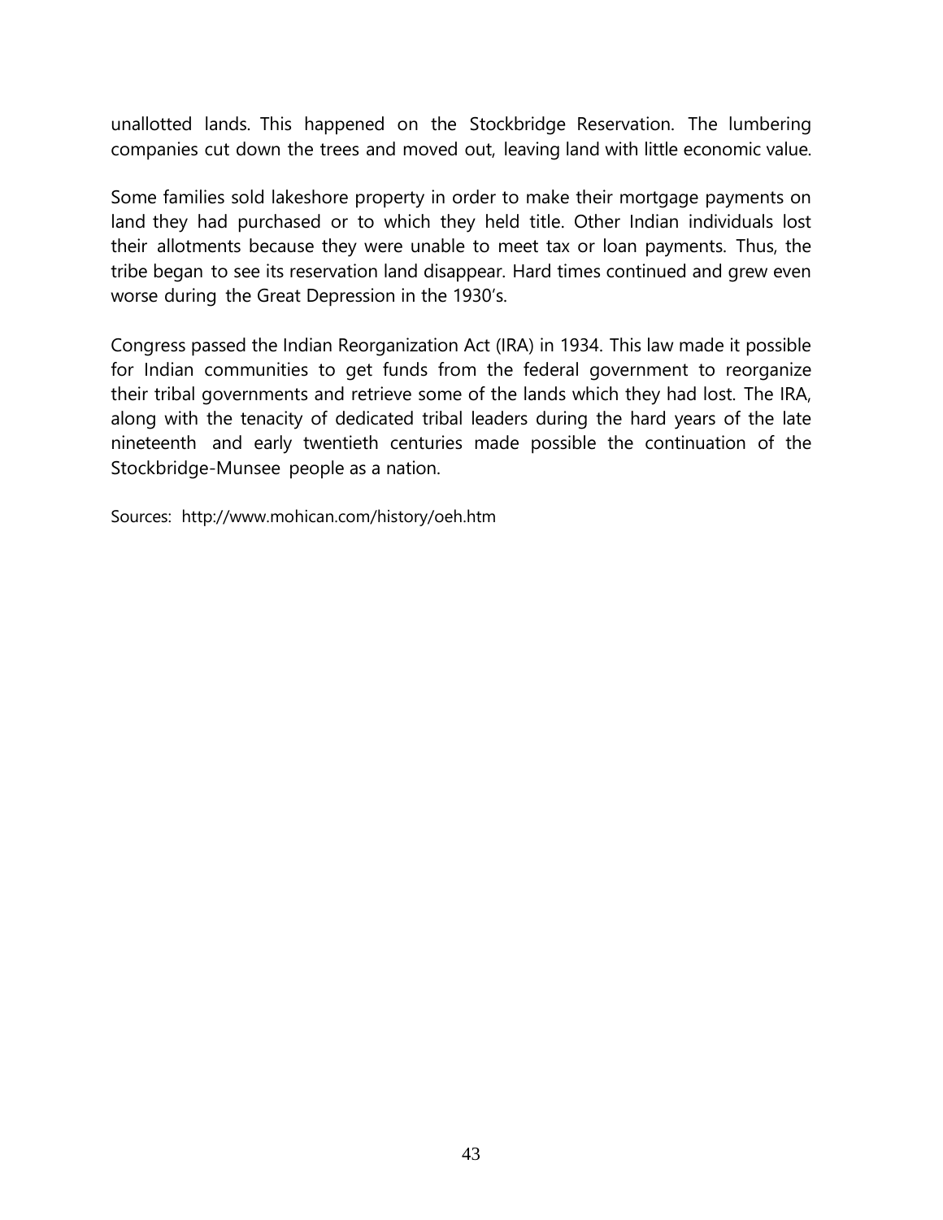unallotted lands. This happened on the Stockbridge Reservation. The lumbering companies cut down the trees and moved out, leaving land with little economic value.

Some families sold lakeshore property in order to make their mortgage payments on land they had purchased or to which they held title. Other Indian individuals lost their allotments because they were unable to meet tax or loan payments. Thus, the tribe began to see its reservation land disappear. Hard times continued and grew even worse during the Great Depression in the 1930's.

Congress passed the Indian Reorganization Act (IRA) in 1934. This law made it possible for Indian communities to get funds from the federal government to reorganize their tribal governments and retrieve some of the lands which they had lost. The IRA, along with the tenacity of dedicated tribal leaders during the hard years of the late nineteenth and early twentieth centuries made possible the continuation of the Stockbridge-Munsee people as a nation.

Sources: http://www.mohican.com/history/oeh.htm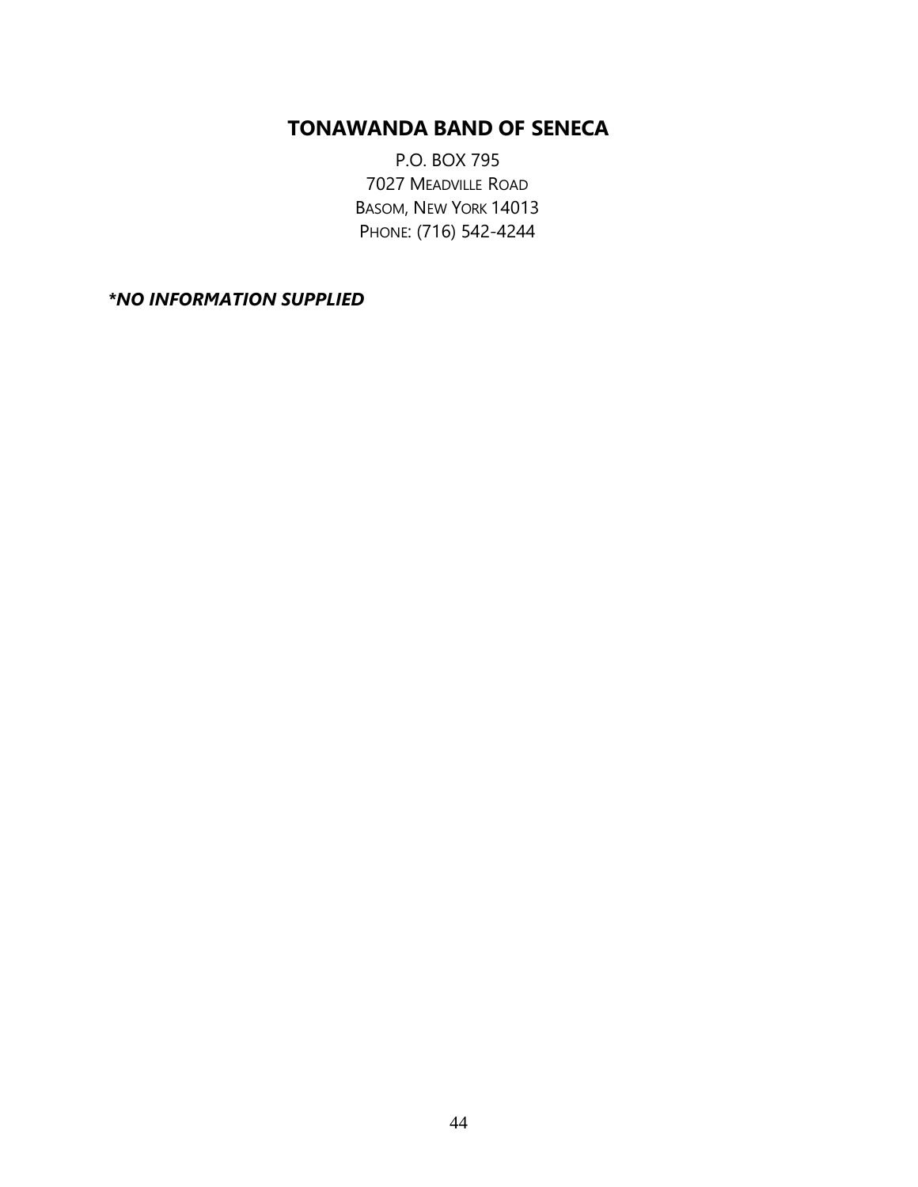## TONAWANDA BAND OF SENECA

P.O. BOX 795
7027 MEADVILLE ROAD
BASOM, NEW YORK 14013
PHONE: (716) 542-4244

***NO INFORMATION SUPPLIED***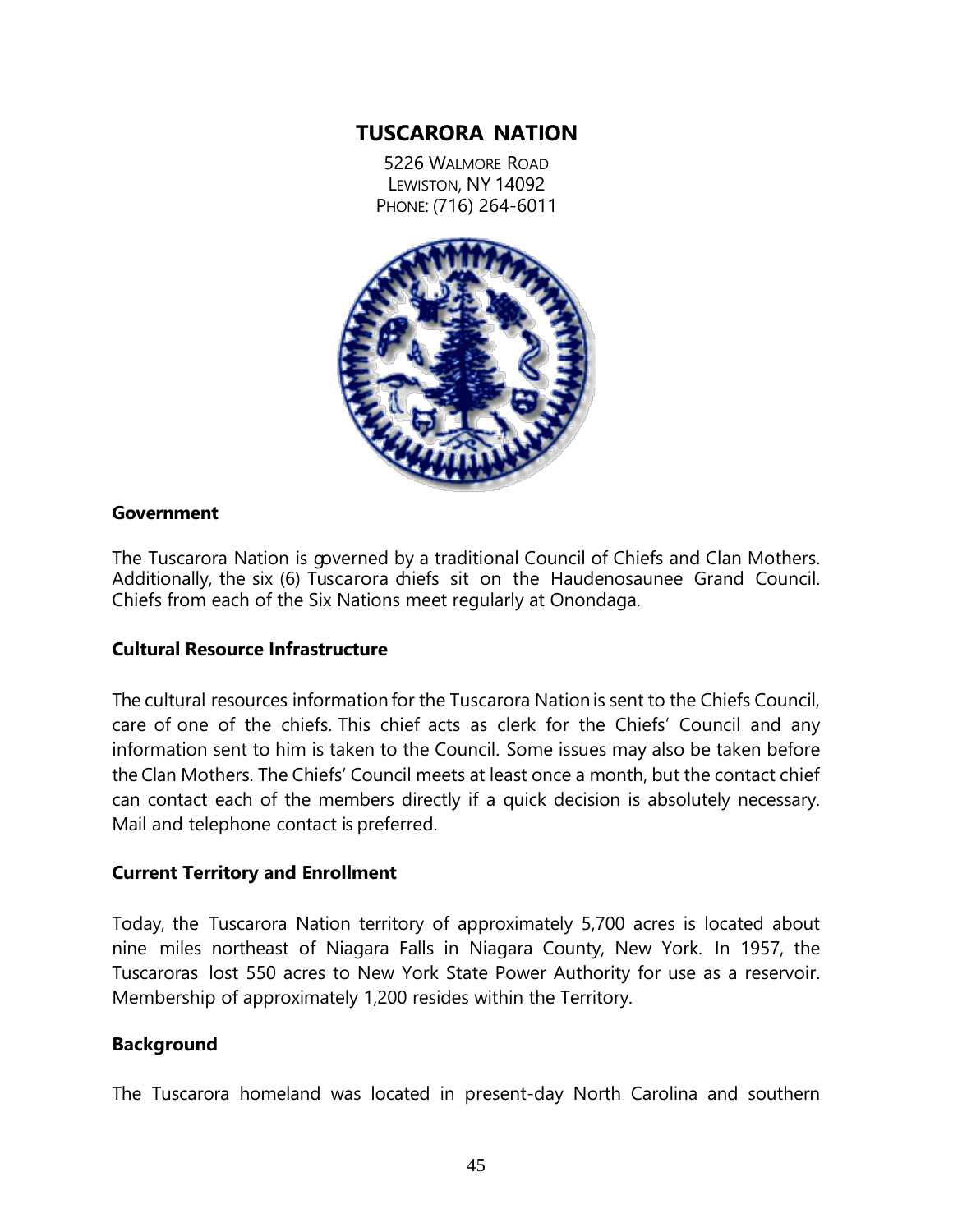# TUSCARORA NATION

5226 WALMORE ROAD
LEWISTON, NY 14092
PHONE: (716) 264-6011

## Government

The Tuscarora Nation is governed by a traditional Council of Chiefs and Clan Mothers. Additionally, the six (6) Tuscarora chiefs sit on the Haudenosaunee Grand Council. Chiefs from each of the Six Nations meet regularly at Onondaga.

## Cultural Resource Infrastructure

The cultural resources information for the Tuscarora Nation is sent to the Chiefs Council, care of one of the chiefs. This chief acts as clerk for the Chiefs' Council and any information sent to him is taken to the Council. Some issues may also be taken before the Clan Mothers. The Chiefs' Council meets at least once a month, but the contact chief can contact each of the members directly if a quick decision is absolutely necessary. Mail and telephone contact is preferred.

## Current Territory and Enrollment

Today, the Tuscarora Nation territory of approximately 5,700 acres is located about nine miles northeast of Niagara Falls in Niagara County, New York. In 1957, the Tuscaroras lost 550 acres to New York State Power Authority for use as a reservoir. Membership of approximately 1,200 resides within the Territory.

## Background

The Tuscarora homeland was located in present-day North Carolina and southern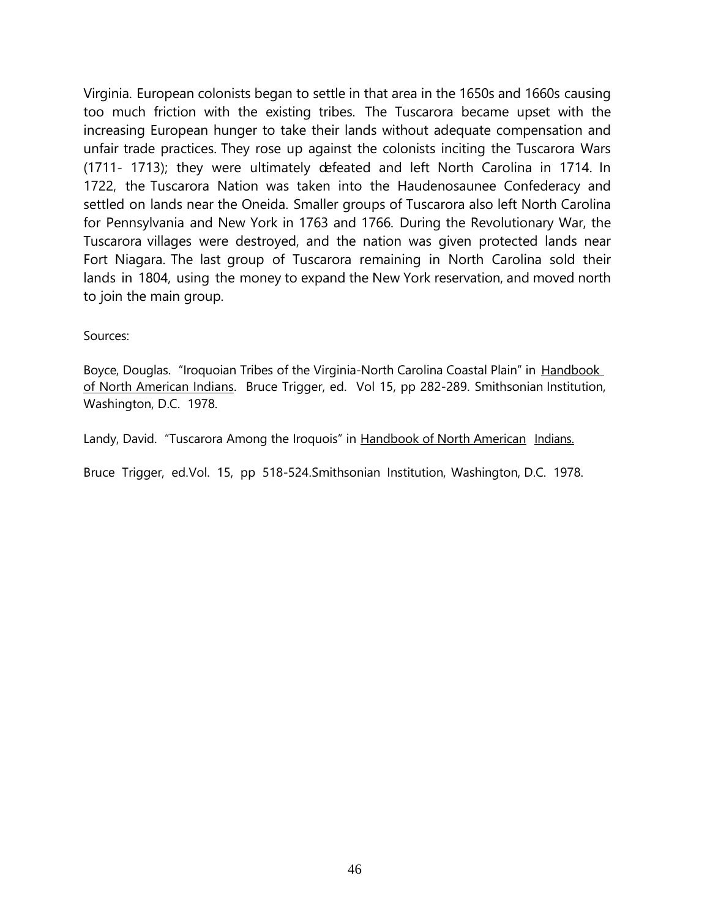Virginia. European colonists began to settle in that area in the 1650s and 1660s causing too much friction with the existing tribes. The Tuscarora became upset with the increasing European hunger to take their lands without adequate compensation and unfair trade practices. They rose up against the colonists inciting the Tuscarora Wars (1711- 1713); they were ultimately defeated and left North Carolina in 1714. In 1722, the Tuscarora Nation was taken into the Haudenosaunee Confederacy and settled on lands near the Oneida. Smaller groups of Tuscarora also left North Carolina for Pennsylvania and New York in 1763 and 1766. During the Revolutionary War, the Tuscarora villages were destroyed, and the nation was given protected lands near Fort Niagara. The last group of Tuscarora remaining in North Carolina sold their lands in 1804, using the money to expand the New York reservation, and moved north to join the main group.

Sources:

Boyce, Douglas. "Iroquoian Tribes of the Virginia-North Carolina Coastal Plain" in Handbook of North American Indians. Bruce Trigger, ed. Vol 15, pp 282-289. Smithsonian Institution, Washington, D.C. 1978.

Landy, David. "Tuscarora Among the Iroquois" in Handbook of North American Indians.

Bruce Trigger, ed.Vol. 15, pp 518-524.Smithsonian Institution, Washington, D.C. 1978.